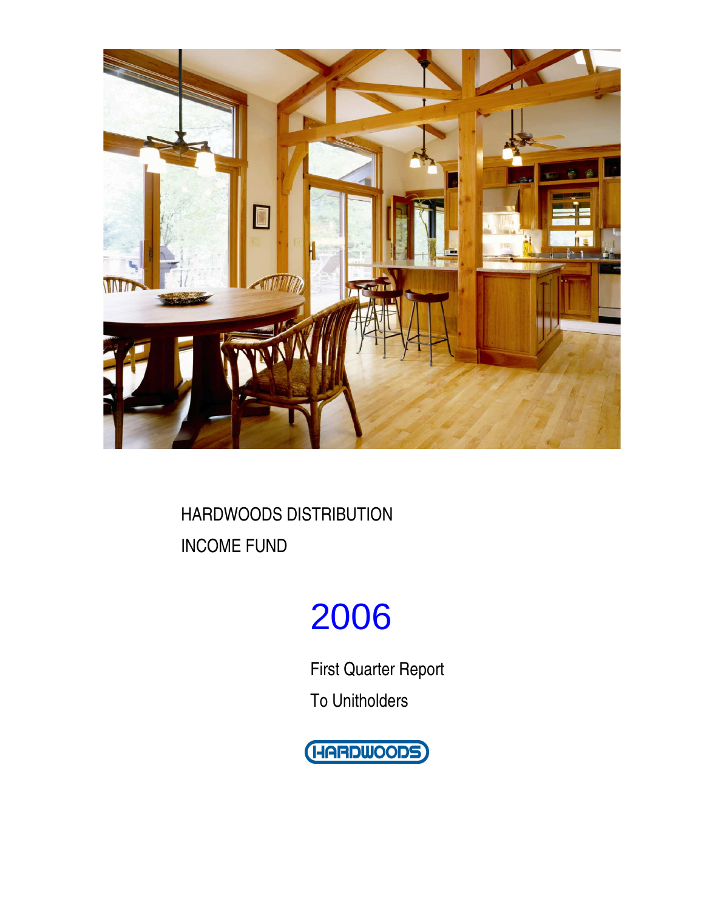HARDWOODS DISTRIBUTION

INCOME FUND

# 2006

First Quarter Report

To Unitholders

HARDWOODS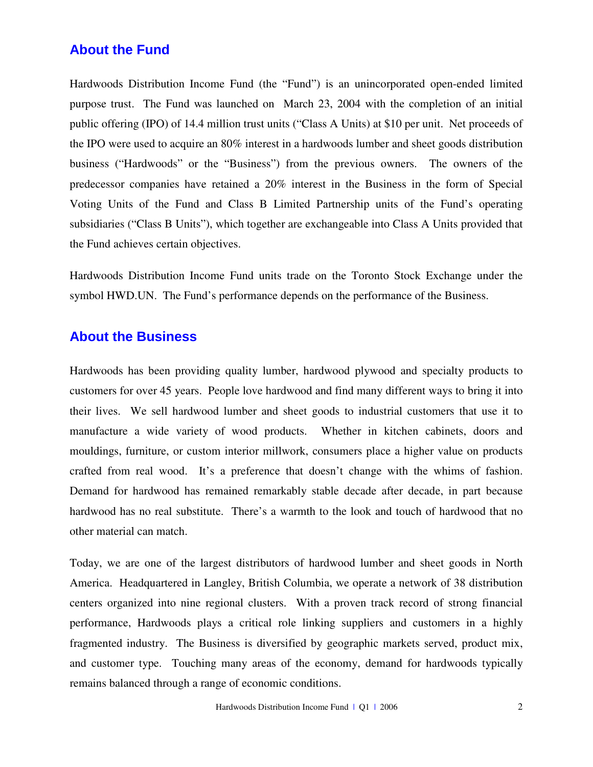## About the Fund

Hardwoods Distribution Income Fund (the "Fund") is an unincorporated open-ended limited purpose trust. The Fund was launched on March 23, 2004 with the completion of an initial public offering (IPO) of 14.4 million trust units ("Class A Units) at $10 per unit. Net proceeds of the IPO were used to acquire an 80% interest in a hardwoods lumber and sheet goods distribution business ("Hardwoods" or the "Business") from the previous owners. The owners of the predecessor companies have retained a 20% interest in the Business in the form of Special Voting Units of the Fund and Class B Limited Partnership units of the Fund's operating subsidiaries ("Class B Units"), which together are exchangeable into Class A Units provided that the Fund achieves certain objectives.

Hardwoods Distribution Income Fund units trade on the Toronto Stock Exchange under the symbol HWD.UN. The Fund's performance depends on the performance of the Business.

## About the Business

Hardwoods has been providing quality lumber, hardwood plywood and specialty products to customers for over 45 years. People love hardwood and find many different ways to bring it into their lives. We sell hardwood lumber and sheet goods to industrial customers that use it to manufacture a wide variety of wood products. Whether in kitchen cabinets, doors and mouldings, furniture, or custom interior millwork, consumers place a higher value on products crafted from real wood. It's a preference that doesn't change with the whims of fashion. Demand for hardwood has remained remarkably stable decade after decade, in part because hardwood has no real substitute. There's a warmth to the look and touch of hardwood that no other material can match.

Today, we are one of the largest distributors of hardwood lumber and sheet goods in North America. Headquartered in Langley, British Columbia, we operate a network of 38 distribution centers organized into nine regional clusters. With a proven track record of strong financial performance, Hardwoods plays a critical role linking suppliers and customers in a highly fragmented industry. The Business is diversified by geographic markets served, product mix, and customer type. Touching many areas of the economy, demand for hardwoods typically remains balanced through a range of economic conditions.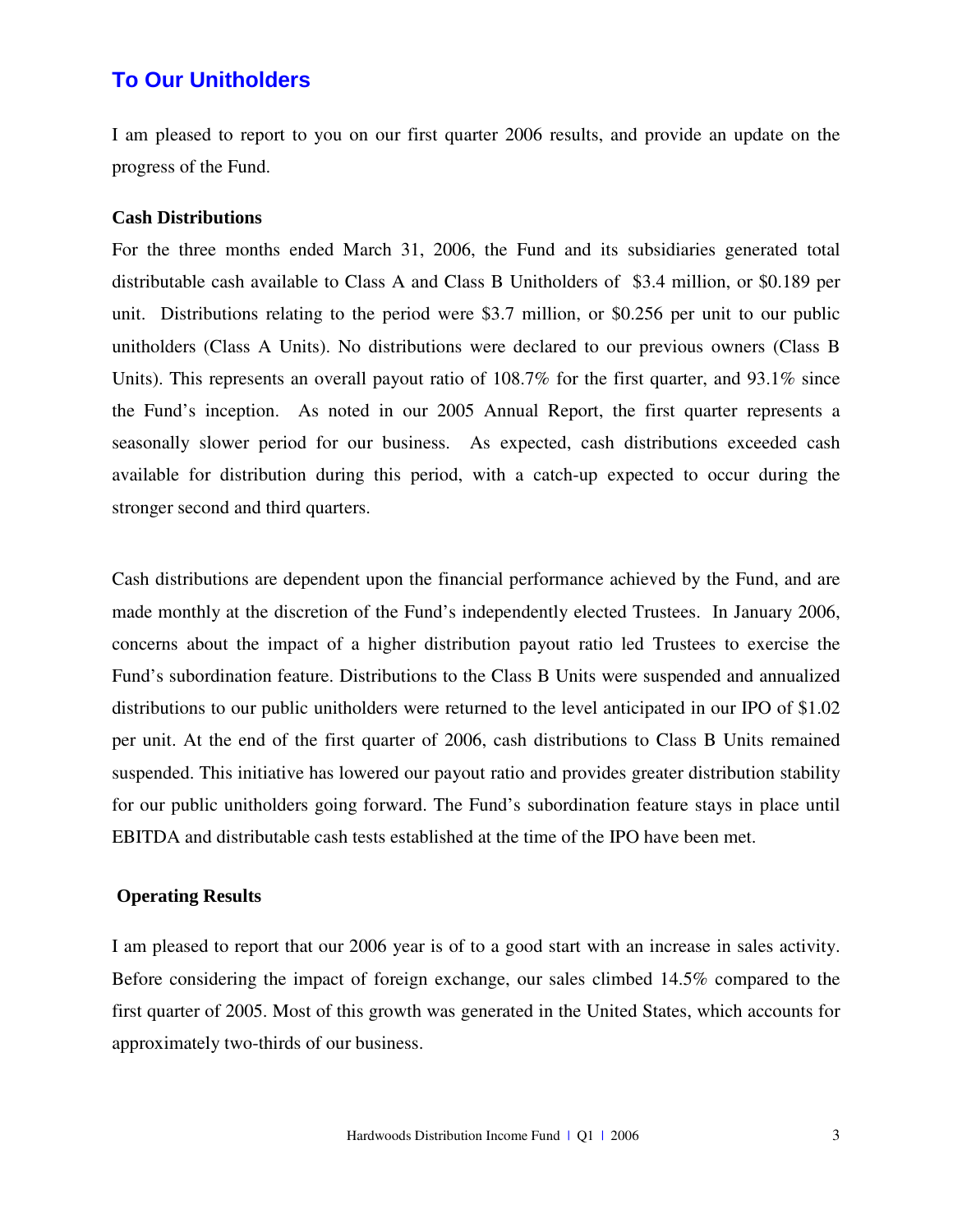## To Our Unitholders

I am pleased to report to you on our first quarter 2006 results, and provide an update on the progress of the Fund.

### Cash Distributions

For the three months ended March 31, 2006, the Fund and its subsidiaries generated total distributable cash available to Class A and Class B Unitholders of $3.4 million, or $0.189 per unit. Distributions relating to the period were $3.7 million, or $0.256 per unit to our public unitholders (Class A Units). No distributions were declared to our previous owners (Class B Units). This represents an overall payout ratio of 108.7% for the first quarter, and 93.1% since the Fund's inception. As noted in our 2005 Annual Report, the first quarter represents a seasonally slower period for our business. As expected, cash distributions exceeded cash available for distribution during this period, with a catch-up expected to occur during the stronger second and third quarters.

Cash distributions are dependent upon the financial performance achieved by the Fund, and are made monthly at the discretion of the Fund's independently elected Trustees. In January 2006, concerns about the impact of a higher distribution payout ratio led Trustees to exercise the Fund's subordination feature. Distributions to the Class B Units were suspended and annualized distributions to our public unitholders were returned to the level anticipated in our IPO of $1.02 per unit. At the end of the first quarter of 2006, cash distributions to Class B Units remained suspended. This initiative has lowered our payout ratio and provides greater distribution stability for our public unitholders going forward. The Fund's subordination feature stays in place until EBITDA and distributable cash tests established at the time of the IPO have been met.

### Operating Results

I am pleased to report that our 2006 year is of to a good start with an increase in sales activity. Before considering the impact of foreign exchange, our sales climbed 14.5% compared to the first quarter of 2005. Most of this growth was generated in the United States, which accounts for approximately two-thirds of our business.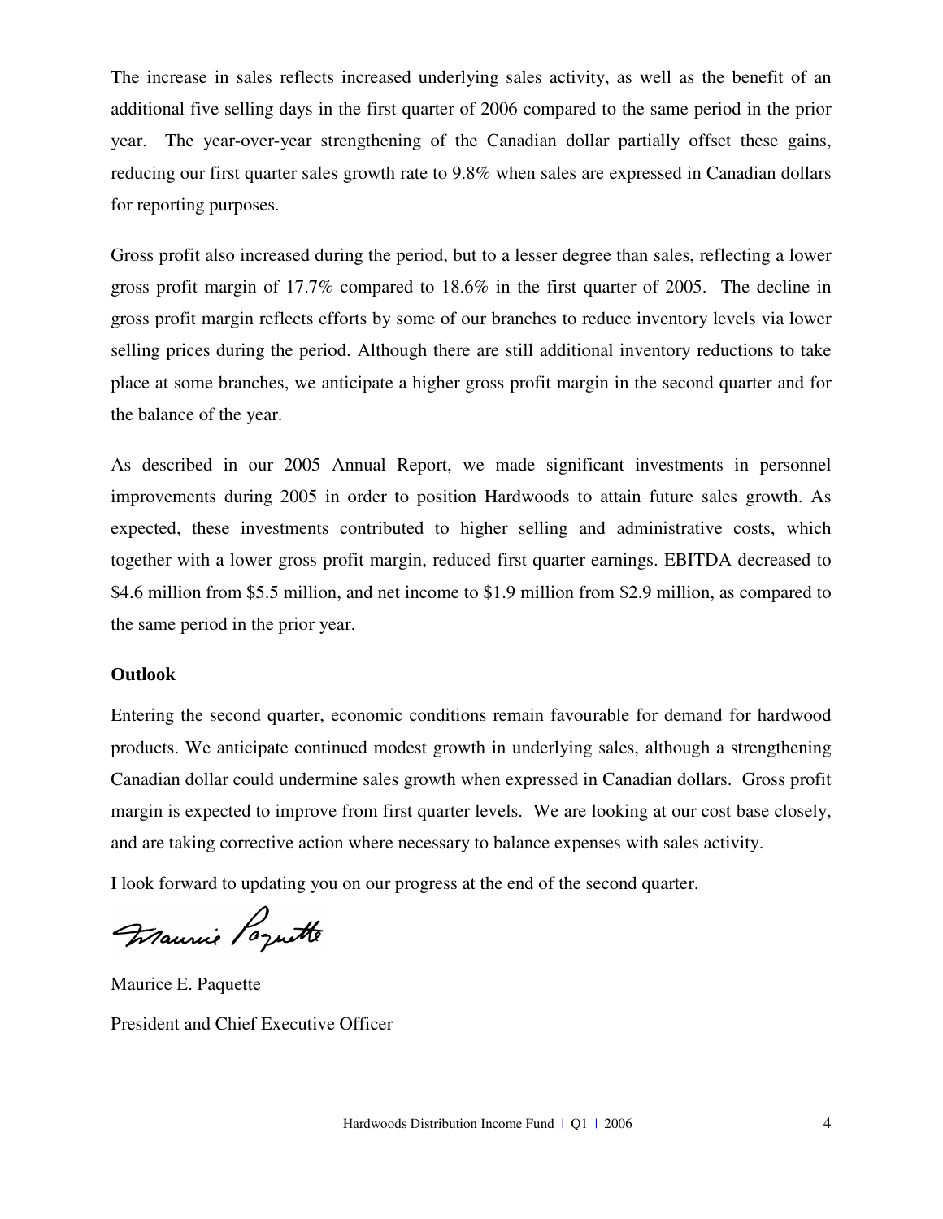The increase in sales reflects increased underlying sales activity, as well as the benefit of an additional five selling days in the first quarter of 2006 compared to the same period in the prior year. The year-over-year strengthening of the Canadian dollar partially offset these gains, reducing our first quarter sales growth rate to 9.8% when sales are expressed in Canadian dollars for reporting purposes.

Gross profit also increased during the period, but to a lesser degree than sales, reflecting a lower gross profit margin of 17.7% compared to 18.6% in the first quarter of 2005. The decline in gross profit margin reflects efforts by some of our branches to reduce inventory levels via lower selling prices during the period. Although there are still additional inventory reductions to take place at some branches, we anticipate a higher gross profit margin in the second quarter and for the balance of the year.

As described in our 2005 Annual Report, we made significant investments in personnel improvements during 2005 in order to position Hardwoods to attain future sales growth. As expected, these investments contributed to higher selling and administrative costs, which together with a lower gross profit margin, reduced first quarter earnings. EBITDA decreased to $4.6 million from $5.5 million, and net income to $1.9 million from $2.9 million, as compared to the same period in the prior year.

**Outlook**

Entering the second quarter, economic conditions remain favourable for demand for hardwood products. We anticipate continued modest growth in underlying sales, although a strengthening Canadian dollar could undermine sales growth when expressed in Canadian dollars. Gross profit margin is expected to improve from first quarter levels. We are looking at our cost base closely, and are taking corrective action where necessary to balance expenses with sales activity.

I look forward to updating you on our progress at the end of the second quarter.

Maurice E. Paquette

President and Chief Executive Officer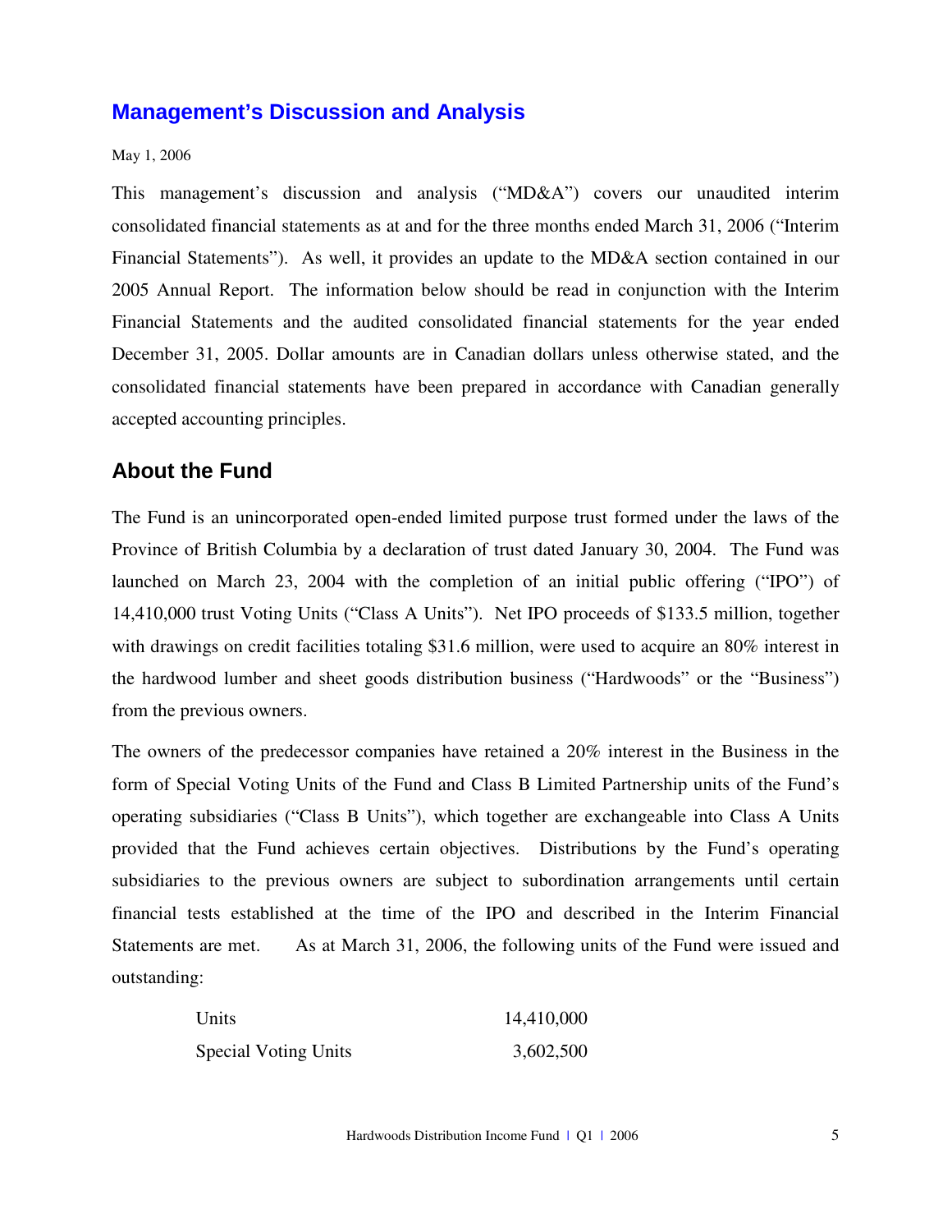## Management's Discussion and Analysis

May 1, 2006

This management's discussion and analysis ("MD&A") covers our unaudited interim consolidated financial statements as at and for the three months ended March 31, 2006 ("Interim Financial Statements"). As well, it provides an update to the MD&A section contained in our 2005 Annual Report. The information below should be read in conjunction with the Interim Financial Statements and the audited consolidated financial statements for the year ended December 31, 2005. Dollar amounts are in Canadian dollars unless otherwise stated, and the consolidated financial statements have been prepared in accordance with Canadian generally accepted accounting principles.

### About the Fund

The Fund is an unincorporated open-ended limited purpose trust formed under the laws of the Province of British Columbia by a declaration of trust dated January 30, 2004. The Fund was launched on March 23, 2004 with the completion of an initial public offering ("IPO") of 14,410,000 trust Voting Units ("Class A Units"). Net IPO proceeds of $133.5 million, together with drawings on credit facilities totaling $31.6 million, were used to acquire an 80% interest in the hardwood lumber and sheet goods distribution business ("Hardwoods" or the "Business") from the previous owners.

The owners of the predecessor companies have retained a 20% interest in the Business in the form of Special Voting Units of the Fund and Class B Limited Partnership units of the Fund's operating subsidiaries ("Class B Units"), which together are exchangeable into Class A Units provided that the Fund achieves certain objectives. Distributions by the Fund's operating subsidiaries to the previous owners are subject to subordination arrangements until certain financial tests established at the time of the IPO and described in the Interim Financial Statements are met. As at March 31, 2006, the following units of the Fund were issued and outstanding:

| | |
|---|---|
| Units | 14,410,000 |
| Special Voting Units | 3,602,500 |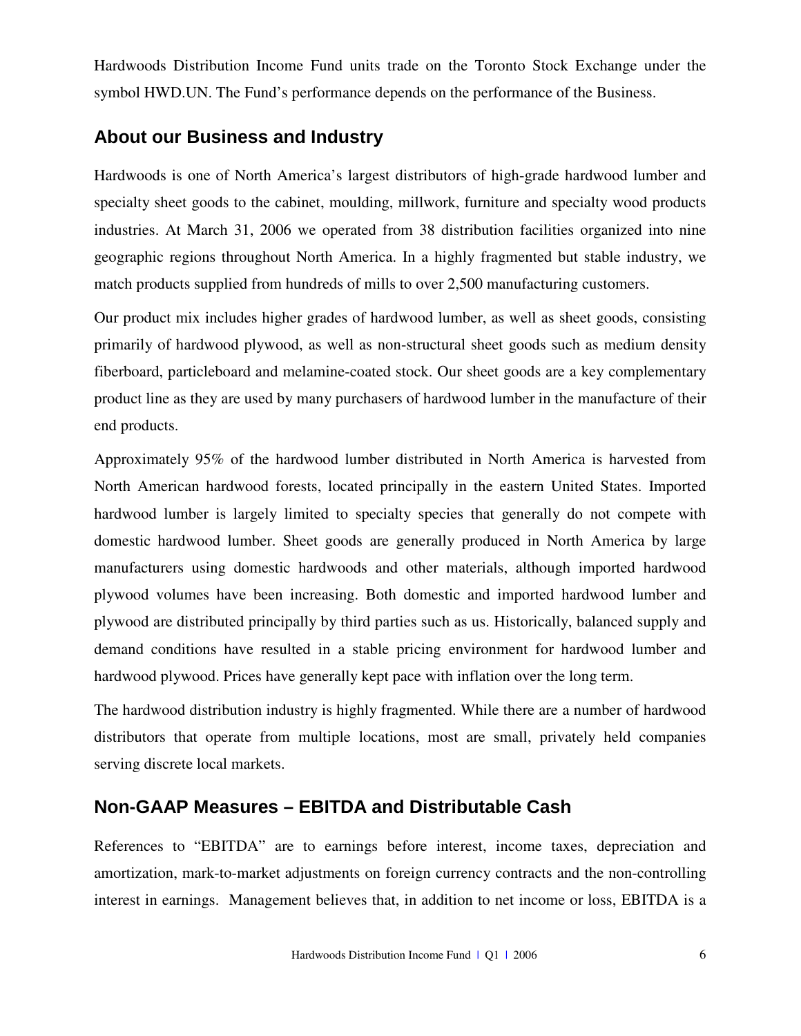Hardwoods Distribution Income Fund units trade on the Toronto Stock Exchange under the symbol HWD.UN. The Fund's performance depends on the performance of the Business.

## About our Business and Industry

Hardwoods is one of North America's largest distributors of high-grade hardwood lumber and specialty sheet goods to the cabinet, moulding, millwork, furniture and specialty wood products industries. At March 31, 2006 we operated from 38 distribution facilities organized into nine geographic regions throughout North America. In a highly fragmented but stable industry, we match products supplied from hundreds of mills to over 2,500 manufacturing customers.

Our product mix includes higher grades of hardwood lumber, as well as sheet goods, consisting primarily of hardwood plywood, as well as non-structural sheet goods such as medium density fiberboard, particleboard and melamine-coated stock. Our sheet goods are a key complementary product line as they are used by many purchasers of hardwood lumber in the manufacture of their end products.

Approximately 95% of the hardwood lumber distributed in North America is harvested from North American hardwood forests, located principally in the eastern United States. Imported hardwood lumber is largely limited to specialty species that generally do not compete with domestic hardwood lumber. Sheet goods are generally produced in North America by large manufacturers using domestic hardwoods and other materials, although imported hardwood plywood volumes have been increasing. Both domestic and imported hardwood lumber and plywood are distributed principally by third parties such as us. Historically, balanced supply and demand conditions have resulted in a stable pricing environment for hardwood lumber and hardwood plywood. Prices have generally kept pace with inflation over the long term.

The hardwood distribution industry is highly fragmented. While there are a number of hardwood distributors that operate from multiple locations, most are small, privately held companies serving discrete local markets.

## Non-GAAP Measures – EBITDA and Distributable Cash

References to "EBITDA" are to earnings before interest, income taxes, depreciation and amortization, mark-to-market adjustments on foreign currency contracts and the non-controlling interest in earnings. Management believes that, in addition to net income or loss, EBITDA is a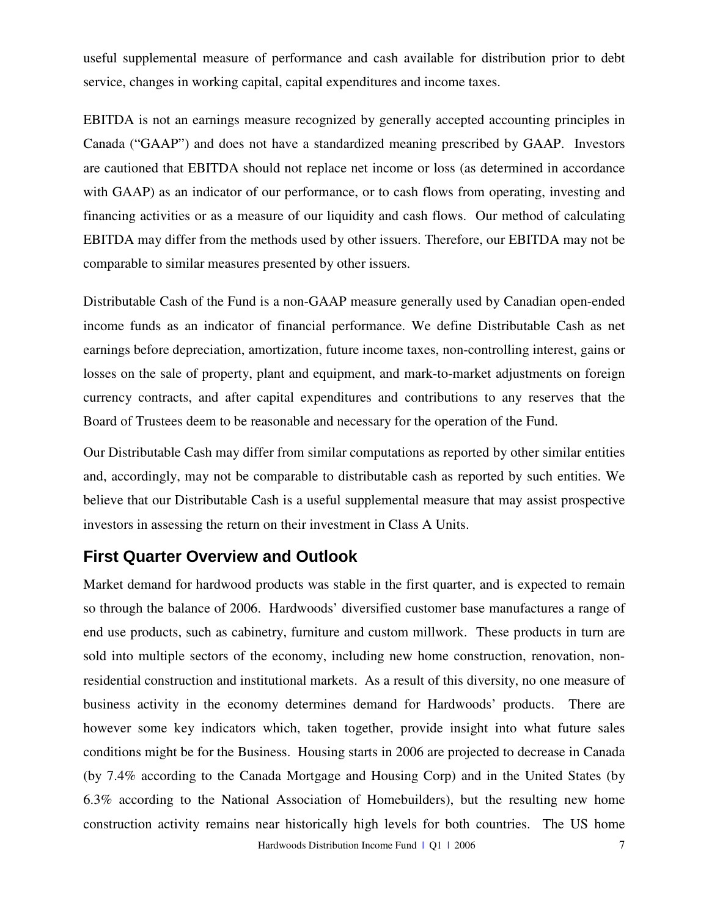useful supplemental measure of performance and cash available for distribution prior to debt service, changes in working capital, capital expenditures and income taxes.

EBITDA is not an earnings measure recognized by generally accepted accounting principles in Canada ("GAAP") and does not have a standardized meaning prescribed by GAAP. Investors are cautioned that EBITDA should not replace net income or loss (as determined in accordance with GAAP) as an indicator of our performance, or to cash flows from operating, investing and financing activities or as a measure of our liquidity and cash flows. Our method of calculating EBITDA may differ from the methods used by other issuers. Therefore, our EBITDA may not be comparable to similar measures presented by other issuers.

Distributable Cash of the Fund is a non-GAAP measure generally used by Canadian open-ended income funds as an indicator of financial performance. We define Distributable Cash as net earnings before depreciation, amortization, future income taxes, non-controlling interest, gains or losses on the sale of property, plant and equipment, and mark-to-market adjustments on foreign currency contracts, and after capital expenditures and contributions to any reserves that the Board of Trustees deem to be reasonable and necessary for the operation of the Fund.

Our Distributable Cash may differ from similar computations as reported by other similar entities and, accordingly, may not be comparable to distributable cash as reported by such entities. We believe that our Distributable Cash is a useful supplemental measure that may assist prospective investors in assessing the return on their investment in Class A Units.

## First Quarter Overview and Outlook

Market demand for hardwood products was stable in the first quarter, and is expected to remain so through the balance of 2006. Hardwoods' diversified customer base manufactures a range of end use products, such as cabinetry, furniture and custom millwork. These products in turn are sold into multiple sectors of the economy, including new home construction, renovation, non-residential construction and institutional markets. As a result of this diversity, no one measure of business activity in the economy determines demand for Hardwoods' products. There are however some key indicators which, taken together, provide insight into what future sales conditions might be for the Business. Housing starts in 2006 are projected to decrease in Canada (by 7.4% according to the Canada Mortgage and Housing Corp) and in the United States (by 6.3% according to the National Association of Homebuilders), but the resulting new home construction activity remains near historically high levels for both countries. The US home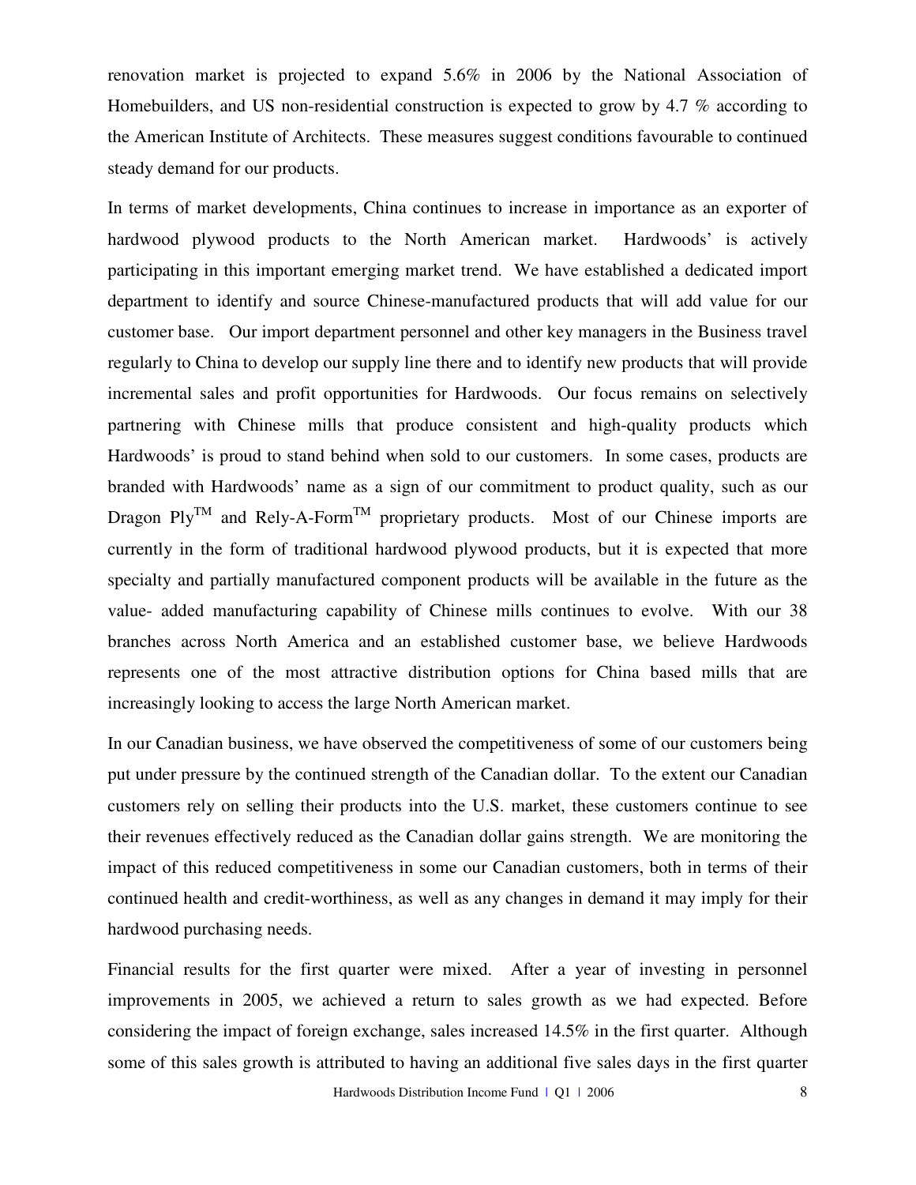renovation market is projected to expand 5.6% in 2006 by the National Association of Homebuilders, and US non-residential construction is expected to grow by 4.7 % according to the American Institute of Architects. These measures suggest conditions favourable to continued steady demand for our products.

In terms of market developments, China continues to increase in importance as an exporter of hardwood plywood products to the North American market. Hardwoods' is actively participating in this important emerging market trend. We have established a dedicated import department to identify and source Chinese-manufactured products that will add value for our customer base. Our import department personnel and other key managers in the Business travel regularly to China to develop our supply line there and to identify new products that will provide incremental sales and profit opportunities for Hardwoods. Our focus remains on selectively partnering with Chinese mills that produce consistent and high-quality products which Hardwoods' is proud to stand behind when sold to our customers. In some cases, products are branded with Hardwoods' name as a sign of our commitment to product quality, such as our Dragon Ply™ and Rely-A-Form™ proprietary products. Most of our Chinese imports are currently in the form of traditional hardwood plywood products, but it is expected that more specialty and partially manufactured component products will be available in the future as the value- added manufacturing capability of Chinese mills continues to evolve. With our 38 branches across North America and an established customer base, we believe Hardwoods represents one of the most attractive distribution options for China based mills that are increasingly looking to access the large North American market.

In our Canadian business, we have observed the competitiveness of some of our customers being put under pressure by the continued strength of the Canadian dollar. To the extent our Canadian customers rely on selling their products into the U.S. market, these customers continue to see their revenues effectively reduced as the Canadian dollar gains strength. We are monitoring the impact of this reduced competitiveness in some our Canadian customers, both in terms of their continued health and credit-worthiness, as well as any changes in demand it may imply for their hardwood purchasing needs.

Financial results for the first quarter were mixed. After a year of investing in personnel improvements in 2005, we achieved a return to sales growth as we had expected. Before considering the impact of foreign exchange, sales increased 14.5% in the first quarter. Although some of this sales growth is attributed to having an additional five sales days in the first quarter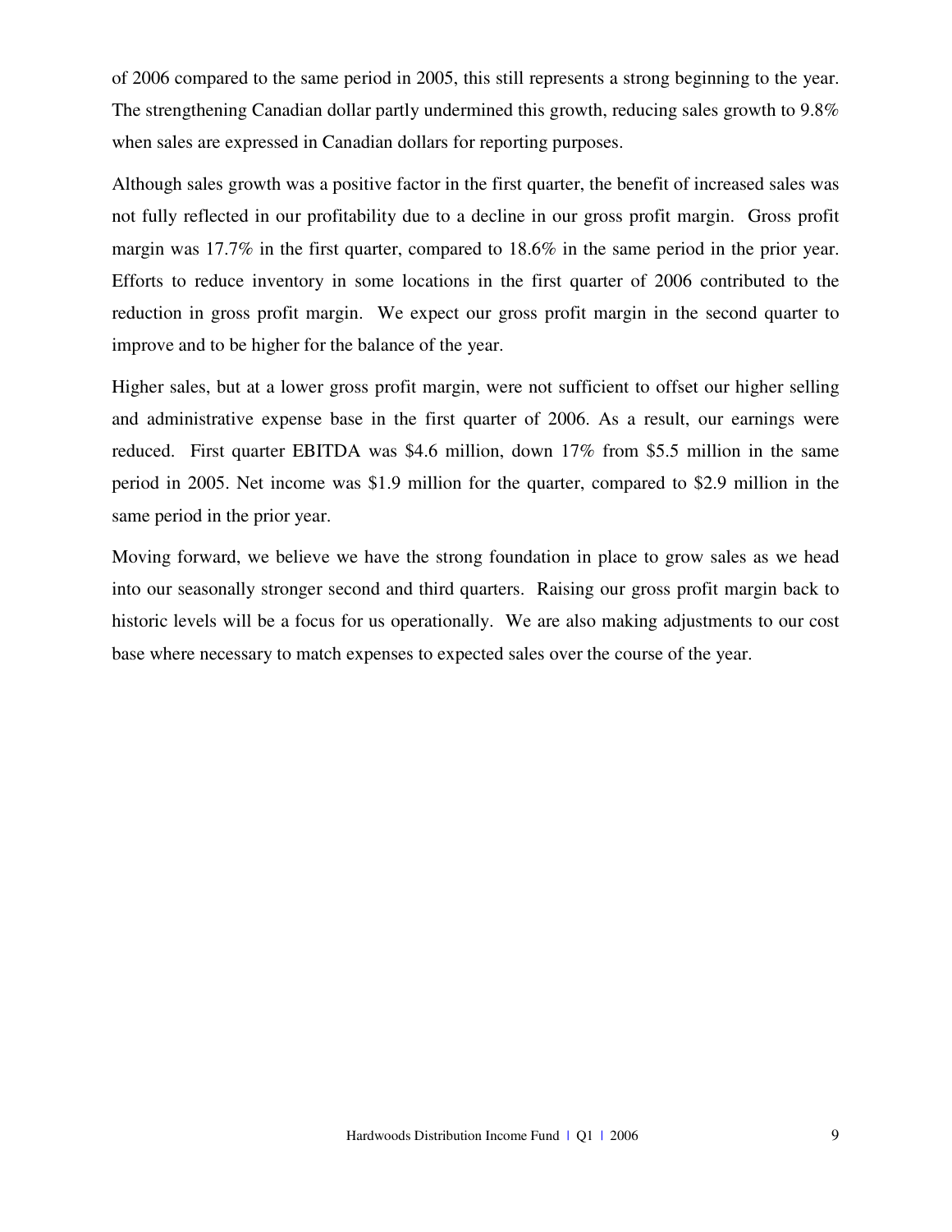of 2006 compared to the same period in 2005, this still represents a strong beginning to the year. The strengthening Canadian dollar partly undermined this growth, reducing sales growth to 9.8% when sales are expressed in Canadian dollars for reporting purposes.

Although sales growth was a positive factor in the first quarter, the benefit of increased sales was not fully reflected in our profitability due to a decline in our gross profit margin. Gross profit margin was 17.7% in the first quarter, compared to 18.6% in the same period in the prior year. Efforts to reduce inventory in some locations in the first quarter of 2006 contributed to the reduction in gross profit margin. We expect our gross profit margin in the second quarter to improve and to be higher for the balance of the year.

Higher sales, but at a lower gross profit margin, were not sufficient to offset our higher selling and administrative expense base in the first quarter of 2006. As a result, our earnings were reduced. First quarter EBITDA was $4.6 million, down 17% from $5.5 million in the same period in 2005. Net income was $1.9 million for the quarter, compared to $2.9 million in the same period in the prior year.

Moving forward, we believe we have the strong foundation in place to grow sales as we head into our seasonally stronger second and third quarters. Raising our gross profit margin back to historic levels will be a focus for us operationally. We are also making adjustments to our cost base where necessary to match expenses to expected sales over the course of the year.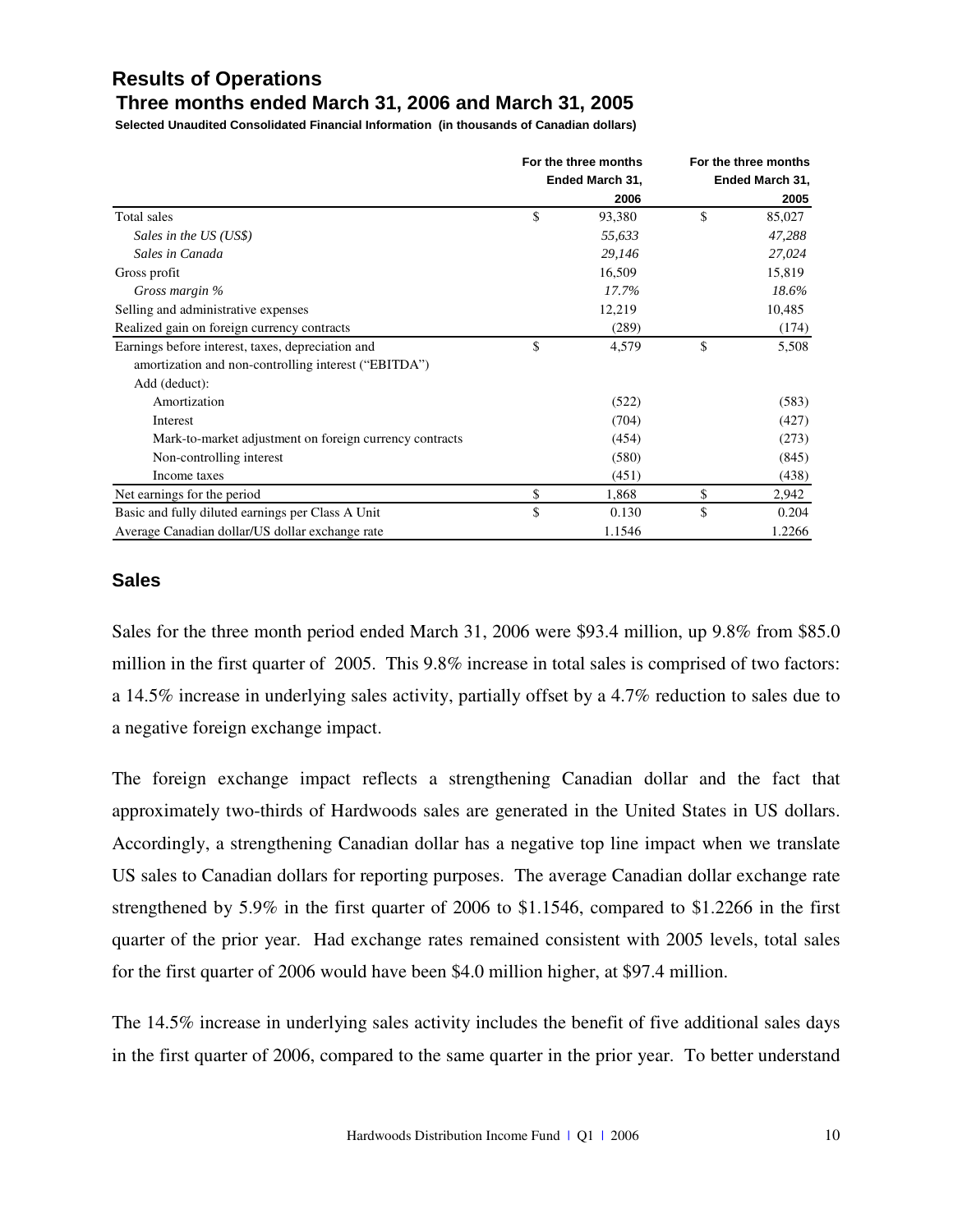## Results of Operations

### Three months ended March 31, 2006 and March 31, 2005

**Selected Unaudited Consolidated Financial Information (in thousands of Canadian dollars)**

| | For the three months Ended March 31, 2006 | For the three months Ended March 31, 2005 |
|---|---|---|
| Total sales | $ 93,380 | $ 85,027 |
| *Sales in the US (US$)* | *55,633* | *47,288* |
| *Sales in Canada* | *29,146* | *27,024* |
| Gross profit | 16,509 | 15,819 |
| *Gross margin %* | *17.7%* | *18.6%* |
| Selling and administrative expenses | 12,219 | 10,485 |
| Realized gain on foreign currency contracts | (289) | (174) |
| Earnings before interest, taxes, depreciation and amortization and non-controlling interest ("EBITDA") | $ 4,579 | $ 5,508 |
| Add (deduct): | | |
| Amortization | (522) | (583) |
| Interest | (704) | (427) |
| Mark-to-market adjustment on foreign currency contracts | (454) | (273) |
| Non-controlling interest | (580) | (845) |
| Income taxes | (451) | (438) |
| Net earnings for the period | $ 1,868 | $ 2,942 |
| Basic and fully diluted earnings per Class A Unit | $ 0.130 | $ 0.204 |
| Average Canadian dollar/US dollar exchange rate | 1.1546 | 1.2266 |

## Sales

Sales for the three month period ended March 31, 2006 were $93.4 million, up 9.8% from $85.0 million in the first quarter of 2005. This 9.8% increase in total sales is comprised of two factors: a 14.5% increase in underlying sales activity, partially offset by a 4.7% reduction to sales due to a negative foreign exchange impact.

The foreign exchange impact reflects a strengthening Canadian dollar and the fact that approximately two-thirds of Hardwoods sales are generated in the United States in US dollars. Accordingly, a strengthening Canadian dollar has a negative top line impact when we translate US sales to Canadian dollars for reporting purposes. The average Canadian dollar exchange rate strengthened by 5.9% in the first quarter of 2006 to $1.1546, compared to $1.2266 in the first quarter of the prior year. Had exchange rates remained consistent with 2005 levels, total sales for the first quarter of 2006 would have been $4.0 million higher, at $97.4 million.

The 14.5% increase in underlying sales activity includes the benefit of five additional sales days in the first quarter of 2006, compared to the same quarter in the prior year. To better understand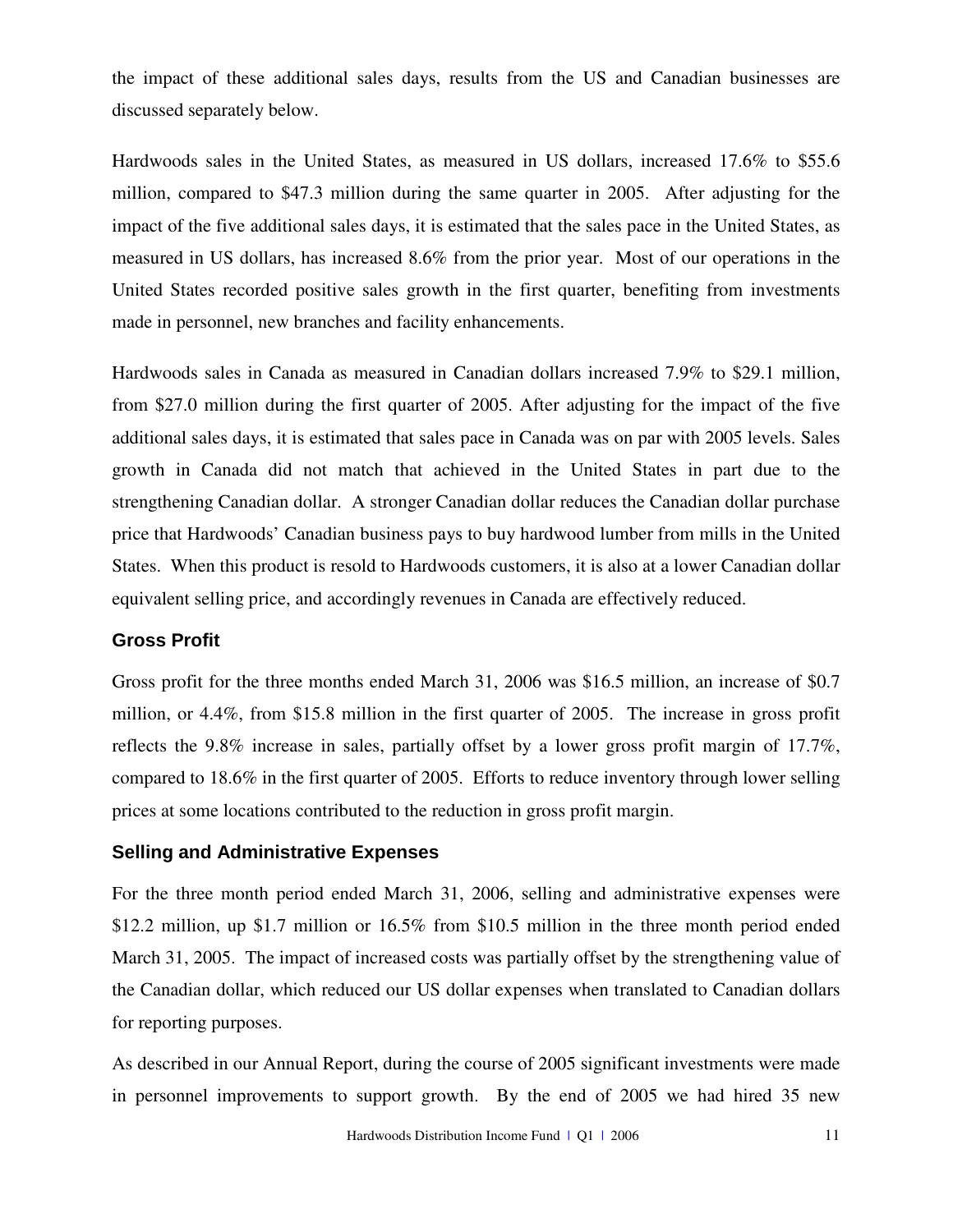the impact of these additional sales days, results from the US and Canadian businesses are discussed separately below.

Hardwoods sales in the United States, as measured in US dollars, increased 17.6% to $55.6 million, compared to $47.3 million during the same quarter in 2005. After adjusting for the impact of the five additional sales days, it is estimated that the sales pace in the United States, as measured in US dollars, has increased 8.6% from the prior year. Most of our operations in the United States recorded positive sales growth in the first quarter, benefiting from investments made in personnel, new branches and facility enhancements.

Hardwoods sales in Canada as measured in Canadian dollars increased 7.9% to $29.1 million, from $27.0 million during the first quarter of 2005. After adjusting for the impact of the five additional sales days, it is estimated that sales pace in Canada was on par with 2005 levels. Sales growth in Canada did not match that achieved in the United States in part due to the strengthening Canadian dollar. A stronger Canadian dollar reduces the Canadian dollar purchase price that Hardwoods' Canadian business pays to buy hardwood lumber from mills in the United States. When this product is resold to Hardwoods customers, it is also at a lower Canadian dollar equivalent selling price, and accordingly revenues in Canada are effectively reduced.

### Gross Profit

Gross profit for the three months ended March 31, 2006 was $16.5 million, an increase of $0.7 million, or 4.4%, from $15.8 million in the first quarter of 2005. The increase in gross profit reflects the 9.8% increase in sales, partially offset by a lower gross profit margin of 17.7%, compared to 18.6% in the first quarter of 2005. Efforts to reduce inventory through lower selling prices at some locations contributed to the reduction in gross profit margin.

### Selling and Administrative Expenses

For the three month period ended March 31, 2006, selling and administrative expenses were $12.2 million, up $1.7 million or 16.5% from $10.5 million in the three month period ended March 31, 2005. The impact of increased costs was partially offset by the strengthening value of the Canadian dollar, which reduced our US dollar expenses when translated to Canadian dollars for reporting purposes.

As described in our Annual Report, during the course of 2005 significant investments were made in personnel improvements to support growth. By the end of 2005 we had hired 35 new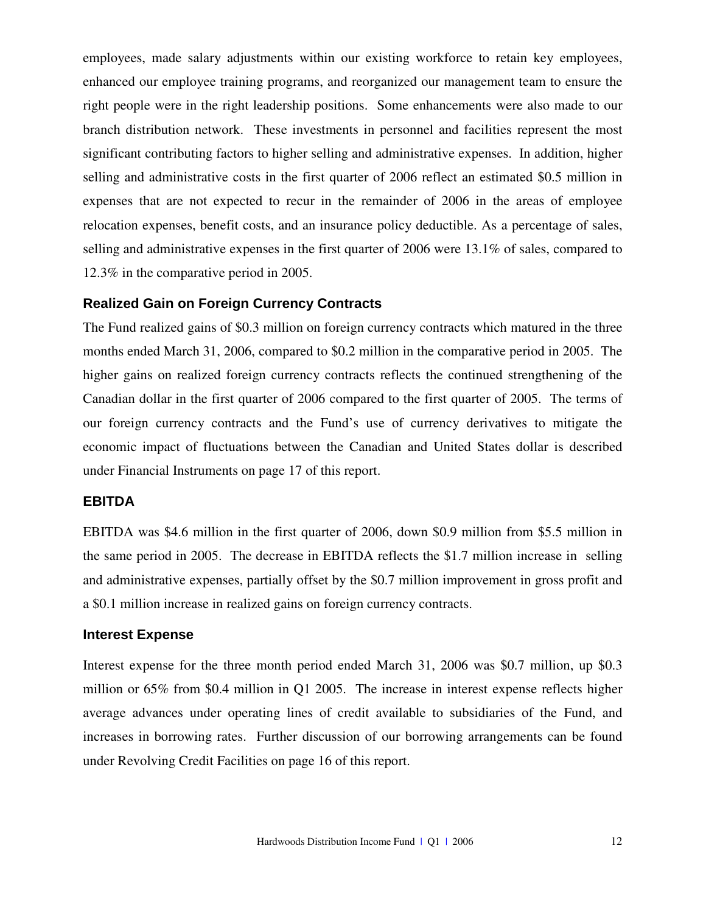employees, made salary adjustments within our existing workforce to retain key employees, enhanced our employee training programs, and reorganized our management team to ensure the right people were in the right leadership positions. Some enhancements were also made to our branch distribution network. These investments in personnel and facilities represent the most significant contributing factors to higher selling and administrative expenses. In addition, higher selling and administrative costs in the first quarter of 2006 reflect an estimated $0.5 million in expenses that are not expected to recur in the remainder of 2006 in the areas of employee relocation expenses, benefit costs, and an insurance policy deductible. As a percentage of sales, selling and administrative expenses in the first quarter of 2006 were 13.1% of sales, compared to 12.3% in the comparative period in 2005.

### Realized Gain on Foreign Currency Contracts

The Fund realized gains of $0.3 million on foreign currency contracts which matured in the three months ended March 31, 2006, compared to $0.2 million in the comparative period in 2005. The higher gains on realized foreign currency contracts reflects the continued strengthening of the Canadian dollar in the first quarter of 2006 compared to the first quarter of 2005. The terms of our foreign currency contracts and the Fund's use of currency derivatives to mitigate the economic impact of fluctuations between the Canadian and United States dollar is described under Financial Instruments on page 17 of this report.

### EBITDA

EBITDA was $4.6 million in the first quarter of 2006, down $0.9 million from $5.5 million in the same period in 2005. The decrease in EBITDA reflects the $1.7 million increase in selling and administrative expenses, partially offset by the $0.7 million improvement in gross profit and a $0.1 million increase in realized gains on foreign currency contracts.

### Interest Expense

Interest expense for the three month period ended March 31, 2006 was $0.7 million, up $0.3 million or 65% from $0.4 million in Q1 2005. The increase in interest expense reflects higher average advances under operating lines of credit available to subsidiaries of the Fund, and increases in borrowing rates. Further discussion of our borrowing arrangements can be found under Revolving Credit Facilities on page 16 of this report.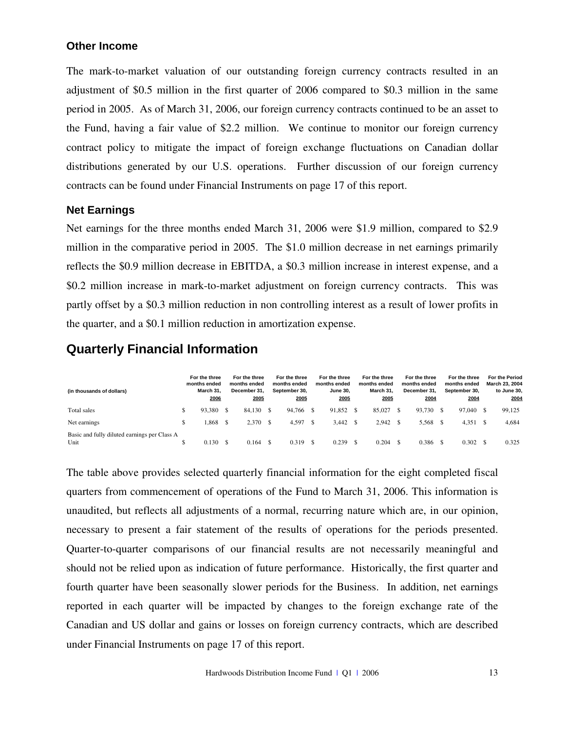### Other Income

The mark-to-market valuation of our outstanding foreign currency contracts resulted in an adjustment of $0.5 million in the first quarter of 2006 compared to $0.3 million in the same period in 2005. As of March 31, 2006, our foreign currency contracts continued to be an asset to the Fund, having a fair value of $2.2 million. We continue to monitor our foreign currency contract policy to mitigate the impact of foreign exchange fluctuations on Canadian dollar distributions generated by our U.S. operations. Further discussion of our foreign currency contracts can be found under Financial Instruments on page 17 of this report.

### Net Earnings

Net earnings for the three months ended March 31, 2006 were $1.9 million, compared to $2.9 million in the comparative period in 2005. The $1.0 million decrease in net earnings primarily reflects the $0.9 million decrease in EBITDA, a $0.3 million increase in interest expense, and a $0.2 million increase in mark-to-market adjustment on foreign currency contracts. This was partly offset by a $0.3 million reduction in non controlling interest as a result of lower profits in the quarter, and a $0.1 million reduction in amortization expense.

## Quarterly Financial Information

| (in thousands of dollars) | For the three months ended March 31, 2006 | For the three months ended December 31, 2005 | For the three months ended September 30, 2005 | For the three months ended June 30, 2005 | For the three months ended March 31, 2005 | For the three months ended December 31, 2004 | For the three months ended September 30, 2004 | For the Period March 23, 2004 to June 30, 2004 |
|---|---|---|---|---|---|---|---|---|
| Total sales | $ 93,380 | $ 84,130 | $ 94,766 | $ 91,852 | $ 85,027 | $ 93,730 | $ 97,040 | $ 99,125 |
| Net earnings | $ 1,868 | $ 2,370 | $ 4,597 | $ 3,442 | $ 2,942 | $ 5,568 | $ 4,351 | $ 4,684 |
| Basic and fully diluted earnings per Class A Unit | $ 0.130 | $ 0.164 | $ 0.319 | $ 0.239 | $ 0.204 | $ 0.386 | $ 0.302 | $ 0.325 |

The table above provides selected quarterly financial information for the eight completed fiscal quarters from commencement of operations of the Fund to March 31, 2006. This information is unaudited, but reflects all adjustments of a normal, recurring nature which are, in our opinion, necessary to present a fair statement of the results of operations for the periods presented. Quarter-to-quarter comparisons of our financial results are not necessarily meaningful and should not be relied upon as indication of future performance. Historically, the first quarter and fourth quarter have been seasonally slower periods for the Business. In addition, net earnings reported in each quarter will be impacted by changes to the foreign exchange rate of the Canadian and US dollar and gains or losses on foreign currency contracts, which are described under Financial Instruments on page 17 of this report.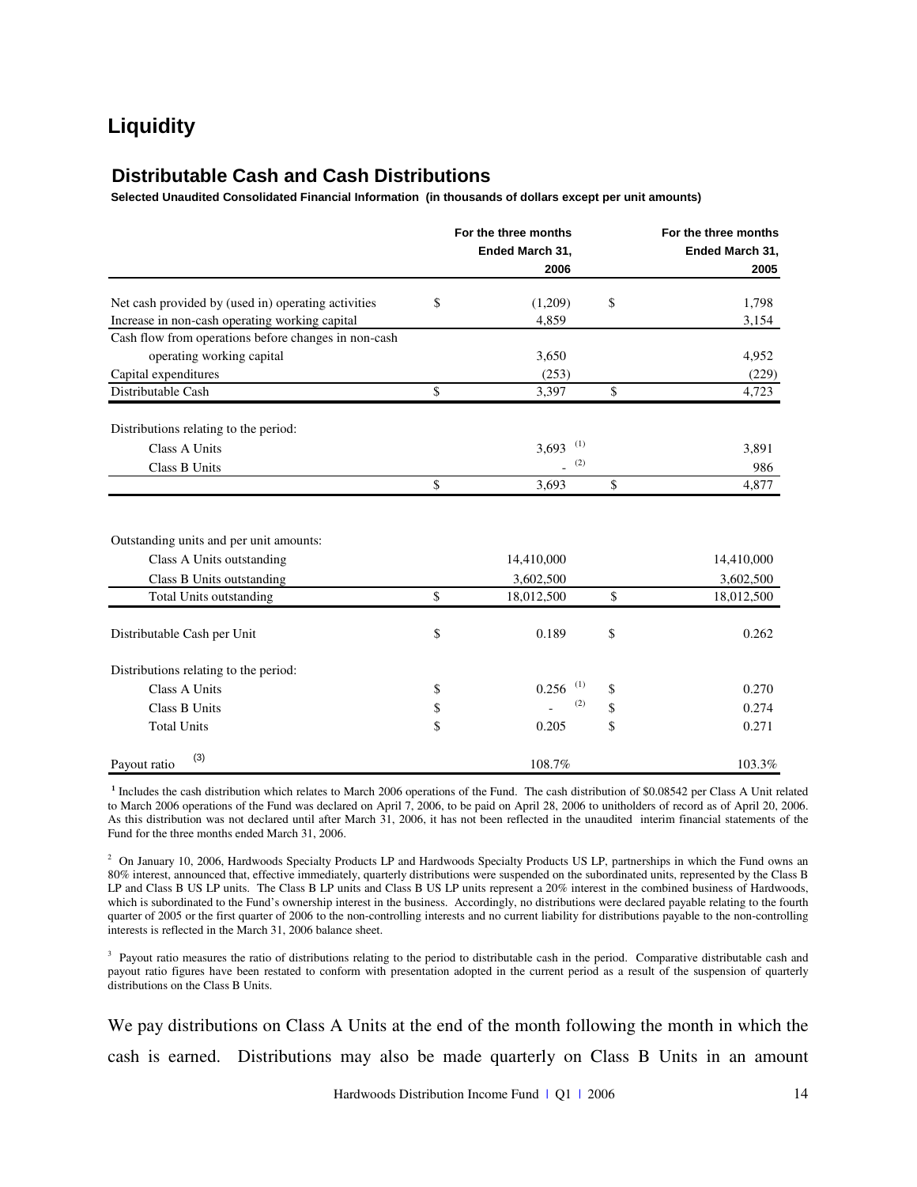# Liquidity

## Distributable Cash and Cash Distributions

**Selected Unaudited Consolidated Financial Information (in thousands of dollars except per unit amounts)**

| | | For the three months Ended March 31, 2006 | | For the three months Ended March 31, 2005 |
|---|---|---|---|---|
| Net cash provided by (used in) operating activities | $ | (1,209) | $ | 1,798 |
| Increase in non-cash operating working capital | | 4,859 | | 3,154 |
| Cash flow from operations before changes in non-cash operating working capital | | 3,650 | | 4,952 |
| Capital expenditures | | (253) | | (229) |
| Distributable Cash | $ | 3,397 | $ | 4,723 |
| Distributions relating to the period: | | | | |
| Class A Units | | 3,693 [(1)] | | 3,891 |
| Class B Units | | - [(2)] | | 986 |
| | $ | 3,693 | $ | 4,877 |
| Outstanding units and per unit amounts: | | | | |
| Class A Units outstanding | | 14,410,000 | | 14,410,000 |
| Class B Units outstanding | | 3,602,500 | | 3,602,500 |
| Total Units outstanding | $ | 18,012,500 | $ | 18,012,500 |
| Distributable Cash per Unit | $ | 0.189 | $ | 0.262 |
| Distributions relating to the period: | | | | |
| Class A Units | $ | 0.256 [(1)] | $ | 0.270 |
| Class B Units | $ | - [(2)] | $ | 0.274 |
| Total Units | $ | 0.205 | $ | 0.271 |
| Payout ratio [(3)] | | 108.7% | | 103.3% |

[1] Includes the cash distribution which relates to March 2006 operations of the Fund. The cash distribution of $0.08542 per Class A Unit related to March 2006 operations of the Fund was declared on April 7, 2006, to be paid on April 28, 2006 to unitholders of record as of April 20, 2006. As this distribution was not declared until after March 31, 2006, it has not been reflected in the unaudited interim financial statements of the Fund for the three months ended March 31, 2006.

[2] On January 10, 2006, Hardwoods Specialty Products LP and Hardwoods Specialty Products US LP, partnerships in which the Fund owns an 80% interest, announced that, effective immediately, quarterly distributions were suspended on the subordinated units, represented by the Class B LP and Class B US LP units. The Class B LP units and Class B US LP units represent a 20% interest in the combined business of Hardwoods, which is subordinated to the Fund's ownership interest in the business. Accordingly, no distributions were declared payable relating to the fourth quarter of 2005 or the first quarter of 2006 to the non-controlling interests and no current liability for distributions payable to the non-controlling interests is reflected in the March 31, 2006 balance sheet.

[3] Payout ratio measures the ratio of distributions relating to the period to distributable cash in the period. Comparative distributable cash and payout ratio figures have been restated to conform with presentation adopted in the current period as a result of the suspension of quarterly distributions on the Class B Units.

We pay distributions on Class A Units at the end of the month following the month in which the cash is earned. Distributions may also be made quarterly on Class B Units in an amount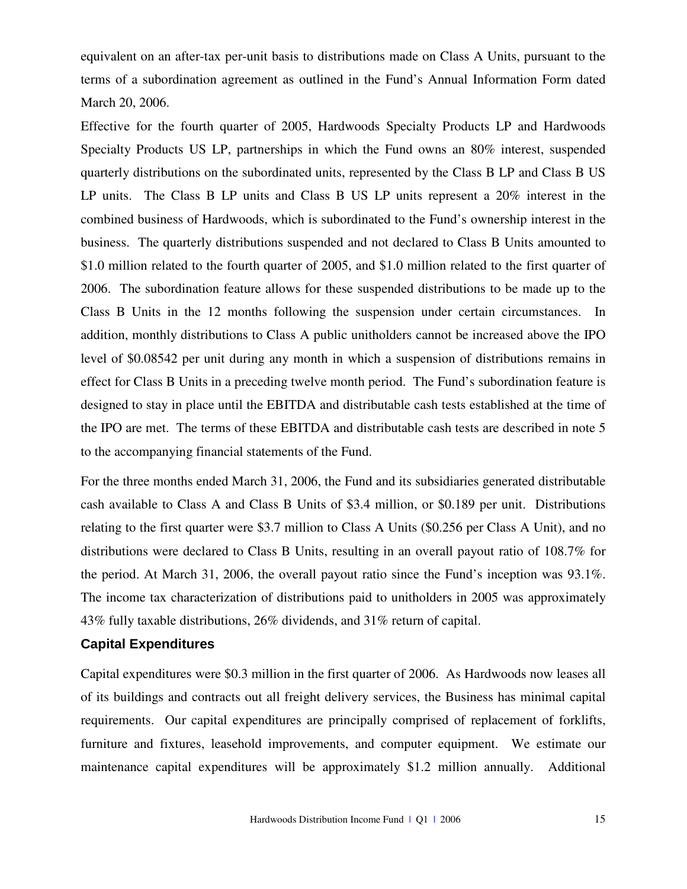equivalent on an after-tax per-unit basis to distributions made on Class A Units, pursuant to the terms of a subordination agreement as outlined in the Fund's Annual Information Form dated March 20, 2006.

Effective for the fourth quarter of 2005, Hardwoods Specialty Products LP and Hardwoods Specialty Products US LP, partnerships in which the Fund owns an 80% interest, suspended quarterly distributions on the subordinated units, represented by the Class B LP and Class B US LP units. The Class B LP units and Class B US LP units represent a 20% interest in the combined business of Hardwoods, which is subordinated to the Fund's ownership interest in the business. The quarterly distributions suspended and not declared to Class B Units amounted to \$1.0 million related to the fourth quarter of 2005, and \$1.0 million related to the first quarter of 2006. The subordination feature allows for these suspended distributions to be made up to the Class B Units in the 12 months following the suspension under certain circumstances. In addition, monthly distributions to Class A public unitholders cannot be increased above the IPO level of \$0.08542 per unit during any month in which a suspension of distributions remains in effect for Class B Units in a preceding twelve month period. The Fund's subordination feature is designed to stay in place until the EBITDA and distributable cash tests established at the time of the IPO are met. The terms of these EBITDA and distributable cash tests are described in note 5 to the accompanying financial statements of the Fund.

For the three months ended March 31, 2006, the Fund and its subsidiaries generated distributable cash available to Class A and Class B Units of \$3.4 million, or \$0.189 per unit. Distributions relating to the first quarter were \$3.7 million to Class A Units (\$0.256 per Class A Unit), and no distributions were declared to Class B Units, resulting in an overall payout ratio of 108.7% for the period. At March 31, 2006, the overall payout ratio since the Fund's inception was 93.1%. The income tax characterization of distributions paid to unitholders in 2005 was approximately 43% fully taxable distributions, 26% dividends, and 31% return of capital.

### Capital Expenditures

Capital expenditures were \$0.3 million in the first quarter of 2006. As Hardwoods now leases all of its buildings and contracts out all freight delivery services, the Business has minimal capital requirements. Our capital expenditures are principally comprised of replacement of forklifts, furniture and fixtures, leasehold improvements, and computer equipment. We estimate our maintenance capital expenditures will be approximately \$1.2 million annually. Additional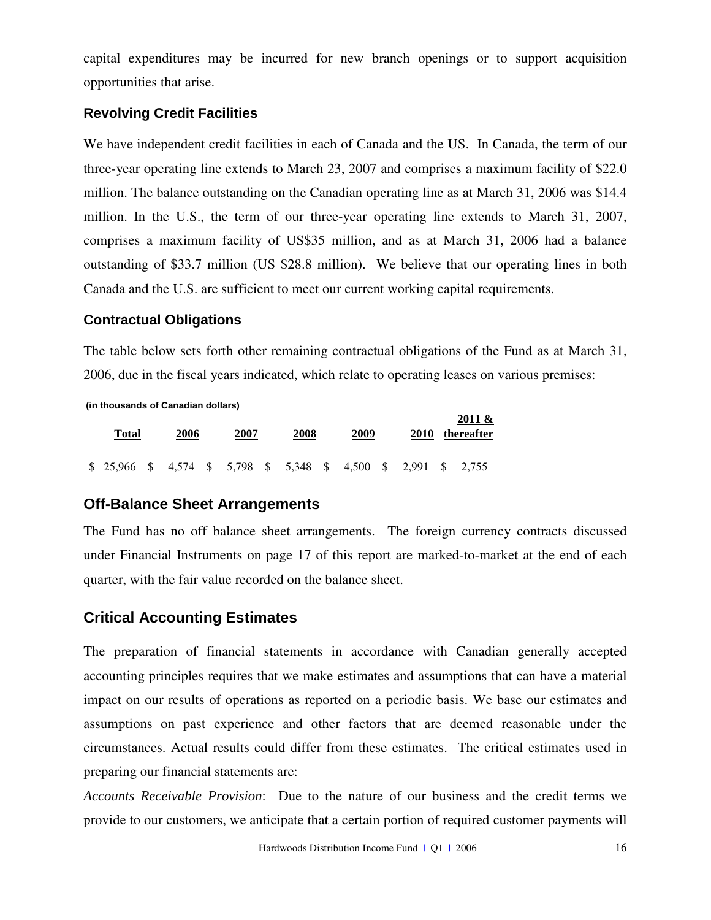capital expenditures may be incurred for new branch openings or to support acquisition opportunities that arise.

### Revolving Credit Facilities

We have independent credit facilities in each of Canada and the US. In Canada, the term of our three-year operating line extends to March 23, 2007 and comprises a maximum facility of $22.0 million. The balance outstanding on the Canadian operating line as at March 31, 2006 was $14.4 million. In the U.S., the term of our three-year operating line extends to March 31, 2007, comprises a maximum facility of US$35 million, and as at March 31, 2006 had a balance outstanding of $33.7 million (US $28.8 million). We believe that our operating lines in both Canada and the U.S. are sufficient to meet our current working capital requirements.

### Contractual Obligations

The table below sets forth other remaining contractual obligations of the Fund as at March 31, 2006, due in the fiscal years indicated, which relate to operating leases on various premises:

**(in thousands of Canadian dollars)**

| Total | 2006 | 2007 | 2008 | 2009 | 2010 | 2011 & thereafter |
|---|---|---|---|---|---|---|
| $ 25,966 | $ 4,574 | $ 5,798 | $ 5,348 | $ 4,500 | $ 2,991 | $ 2,755 |

## Off-Balance Sheet Arrangements

The Fund has no off balance sheet arrangements. The foreign currency contracts discussed under Financial Instruments on page 17 of this report are marked-to-market at the end of each quarter, with the fair value recorded on the balance sheet.

## Critical Accounting Estimates

The preparation of financial statements in accordance with Canadian generally accepted accounting principles requires that we make estimates and assumptions that can have a material impact on our results of operations as reported on a periodic basis. We base our estimates and assumptions on past experience and other factors that are deemed reasonable under the circumstances. Actual results could differ from these estimates. The critical estimates used in preparing our financial statements are:

*Accounts Receivable Provision*: Due to the nature of our business and the credit terms we provide to our customers, we anticipate that a certain portion of required customer payments will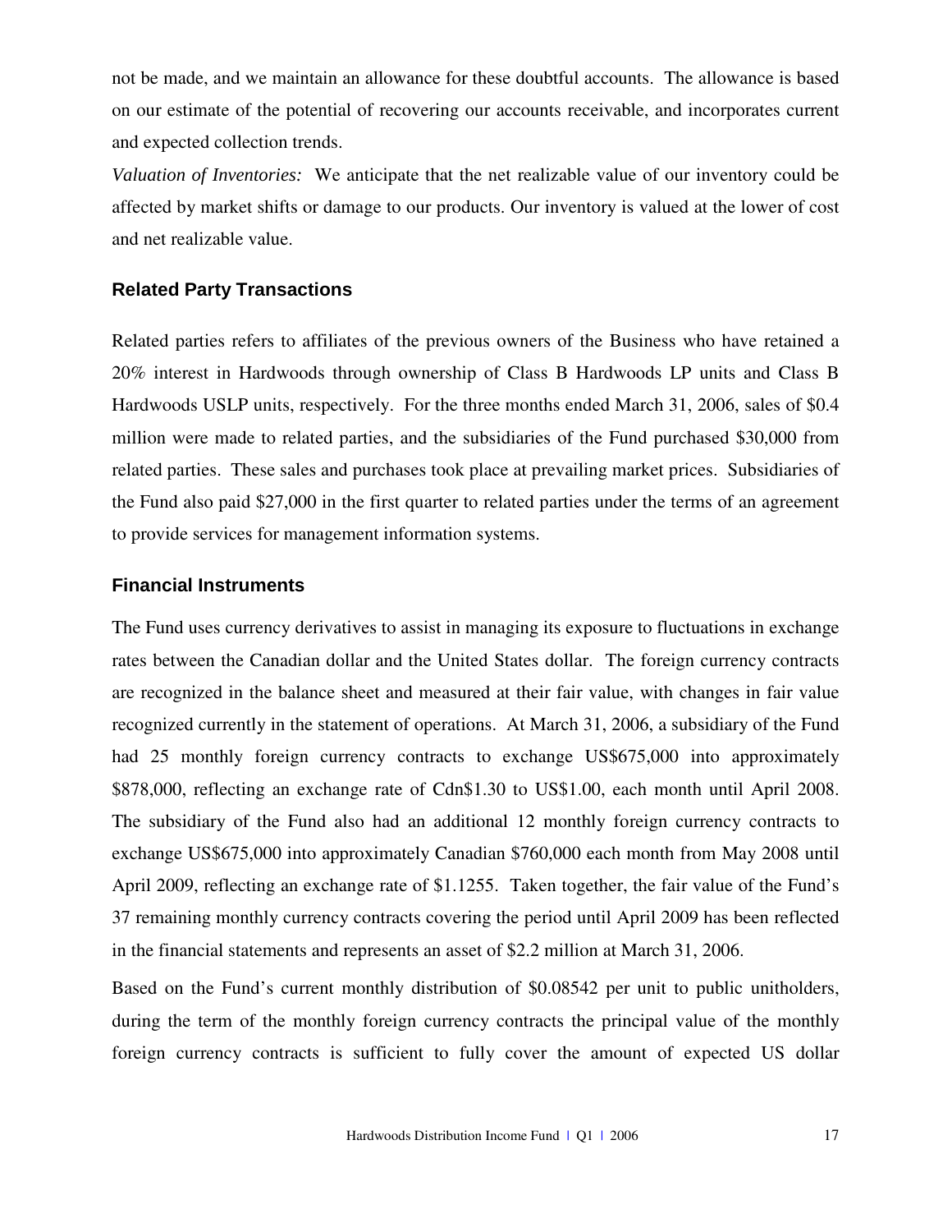not be made, and we maintain an allowance for these doubtful accounts. The allowance is based on our estimate of the potential of recovering our accounts receivable, and incorporates current and expected collection trends.

*Valuation of Inventories:* We anticipate that the net realizable value of our inventory could be affected by market shifts or damage to our products. Our inventory is valued at the lower of cost and net realizable value.

### Related Party Transactions

Related parties refers to affiliates of the previous owners of the Business who have retained a 20% interest in Hardwoods through ownership of Class B Hardwoods LP units and Class B Hardwoods USLP units, respectively. For the three months ended March 31, 2006, sales of $0.4 million were made to related parties, and the subsidiaries of the Fund purchased $30,000 from related parties. These sales and purchases took place at prevailing market prices. Subsidiaries of the Fund also paid $27,000 in the first quarter to related parties under the terms of an agreement to provide services for management information systems.

### Financial Instruments

The Fund uses currency derivatives to assist in managing its exposure to fluctuations in exchange rates between the Canadian dollar and the United States dollar. The foreign currency contracts are recognized in the balance sheet and measured at their fair value, with changes in fair value recognized currently in the statement of operations. At March 31, 2006, a subsidiary of the Fund had 25 monthly foreign currency contracts to exchange US$675,000 into approximately $878,000, reflecting an exchange rate of Cdn$1.30 to US$1.00, each month until April 2008. The subsidiary of the Fund also had an additional 12 monthly foreign currency contracts to exchange US$675,000 into approximately Canadian $760,000 each month from May 2008 until April 2009, reflecting an exchange rate of $1.1255. Taken together, the fair value of the Fund's 37 remaining monthly currency contracts covering the period until April 2009 has been reflected in the financial statements and represents an asset of $2.2 million at March 31, 2006.

Based on the Fund's current monthly distribution of $0.08542 per unit to public unitholders, during the term of the monthly foreign currency contracts the principal value of the monthly foreign currency contracts is sufficient to fully cover the amount of expected US dollar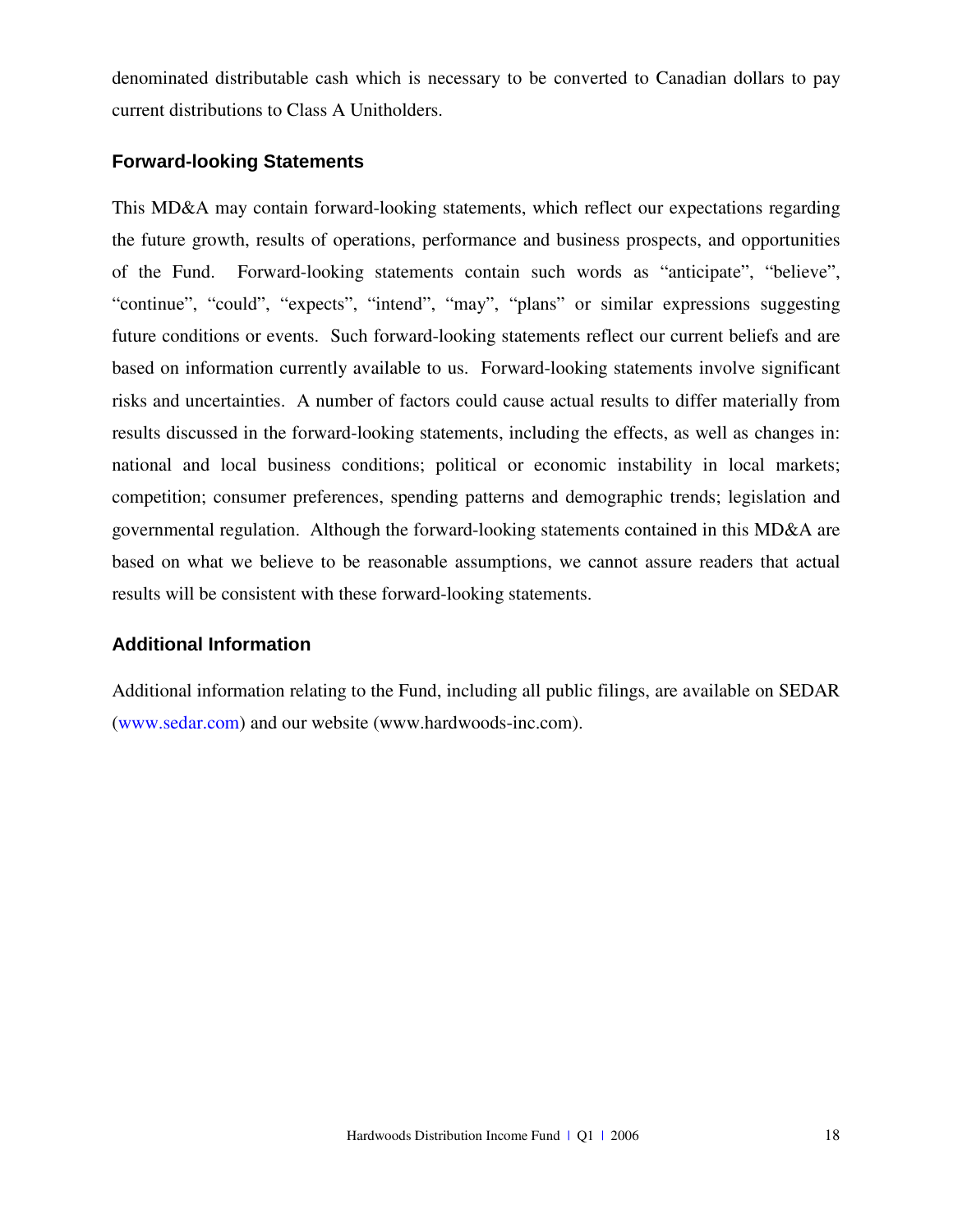denominated distributable cash which is necessary to be converted to Canadian dollars to pay current distributions to Class A Unitholders.

### Forward-looking Statements

This MD&A may contain forward-looking statements, which reflect our expectations regarding the future growth, results of operations, performance and business prospects, and opportunities of the Fund. Forward-looking statements contain such words as "anticipate", "believe", "continue", "could", "expects", "intend", "may", "plans" or similar expressions suggesting future conditions or events. Such forward-looking statements reflect our current beliefs and are based on information currently available to us. Forward-looking statements involve significant risks and uncertainties. A number of factors could cause actual results to differ materially from results discussed in the forward-looking statements, including the effects, as well as changes in: national and local business conditions; political or economic instability in local markets; competition; consumer preferences, spending patterns and demographic trends; legislation and governmental regulation. Although the forward-looking statements contained in this MD&A are based on what we believe to be reasonable assumptions, we cannot assure readers that actual results will be consistent with these forward-looking statements.

### Additional Information

Additional information relating to the Fund, including all public filings, are available on SEDAR (www.sedar.com) and our website (www.hardwoods-inc.com).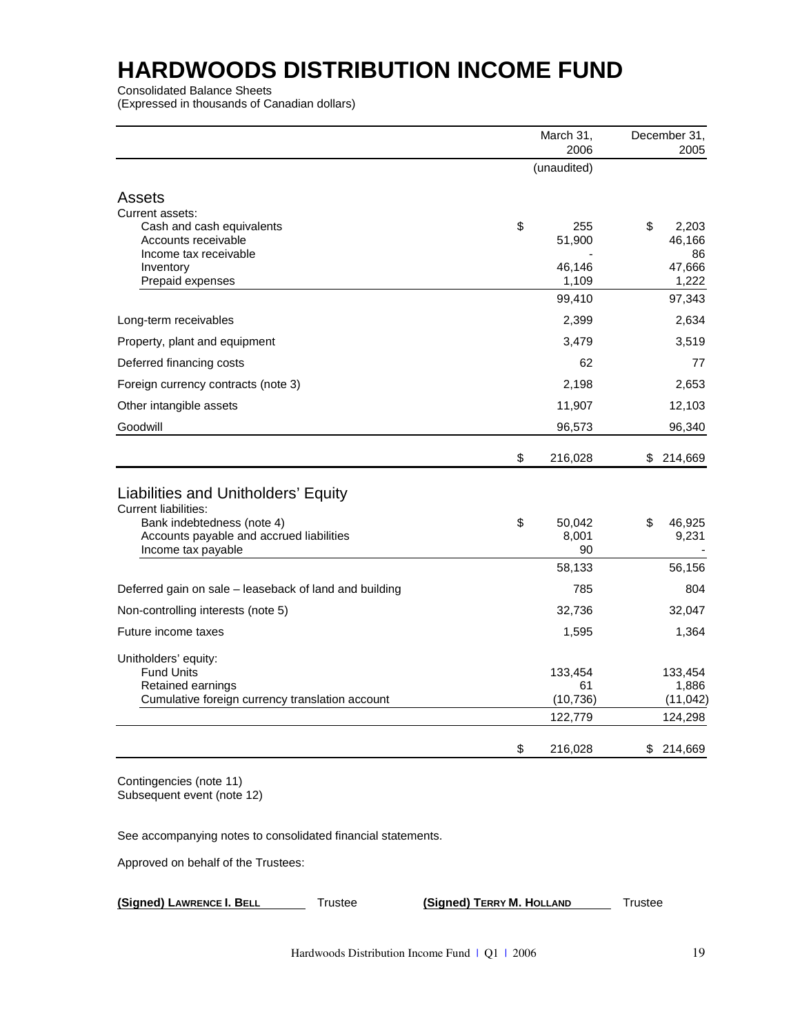# HARDWOODS DISTRIBUTION INCOME FUND

Consolidated Balance Sheets
(Expressed in thousands of Canadian dollars)

| | March 31, 2006 | December 31, 2005 |
|---|---|---|
| | (unaudited) | |
| **Assets** | | |
| Current assets: | | |
| Cash and cash equivalents | $ 255 | $ 2,203 |
| Accounts receivable | 51,900 | 46,166 |
| Income tax receivable | - | 86 |
| Inventory | 46,146 | 47,666 |
| Prepaid expenses | 1,109 | 1,222 |
| | 99,410 | 97,343 |
| Long-term receivables | 2,399 | 2,634 |
| Property, plant and equipment | 3,479 | 3,519 |
| Deferred financing costs | 62 | 77 |
| Foreign currency contracts (note 3) | 2,198 | 2,653 |
| Other intangible assets | 11,907 | 12,103 |
| Goodwill | 96,573 | 96,340 |
| | $ 216,028 | $ 214,669 |
| **Liabilities and Unitholders' Equity** | | |
| Current liabilities: | | |
| Bank indebtedness (note 4) | $ 50,042 | $ 46,925 |
| Accounts payable and accrued liabilities | 8,001 | 9,231 |
| Income tax payable | 90 | - |
| | 58,133 | 56,156 |
| Deferred gain on sale – leaseback of land and building | 785 | 804 |
| Non-controlling interests (note 5) | 32,736 | 32,047 |
| Future income taxes | 1,595 | 1,364 |
| Unitholders' equity: | | |
| Fund Units | 133,454 | 133,454 |
| Retained earnings | 61 | 1,886 |
| Cumulative foreign currency translation account | (10,736) | (11,042) |
| | 122,779 | 124,298 |
| | $ 216,028 | $ 214,669 |

Contingencies (note 11)
Subsequent event (note 12)

See accompanying notes to consolidated financial statements.

Approved on behalf of the Trustees:

**(Signed) LAWRENCE I. BELL** Trustee **(Signed) TERRY M. HOLLAND** Trustee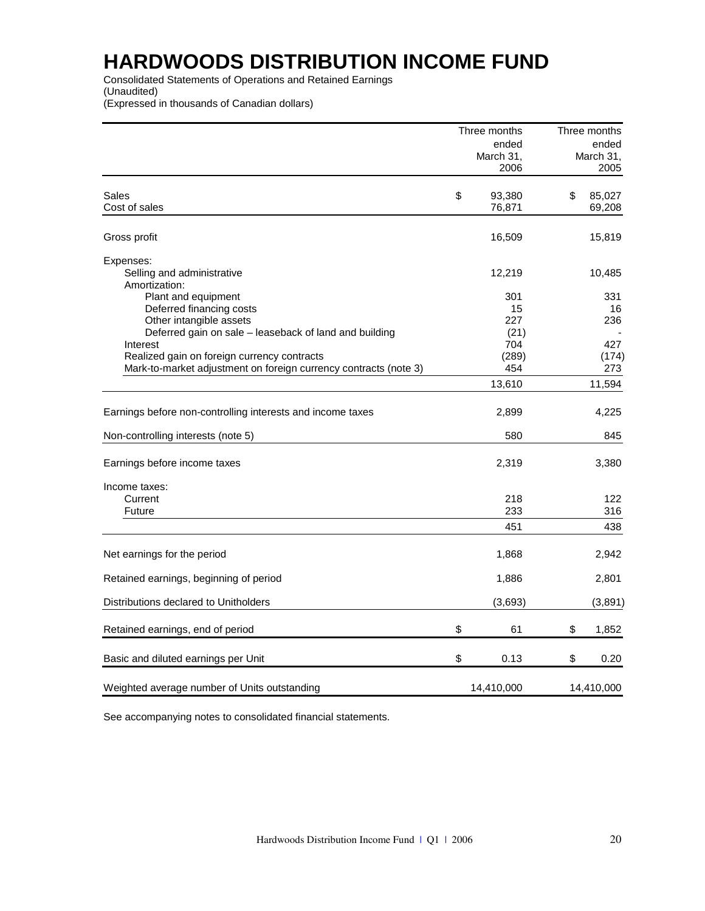# HARDWOODS DISTRIBUTION INCOME FUND

Consolidated Statements of Operations and Retained Earnings
(Unaudited)
(Expressed in thousands of Canadian dollars)

| | Three months ended March 31, 2006 | Three months ended March 31, 2005 |
|---|---|---|
| Sales | $ 93,380 | $ 85,027 |
| Cost of sales | 76,871 | 69,208 |
| Gross profit | 16,509 | 15,819 |
| Expenses: | | |
| Selling and administrative | 12,219 | 10,485 |
| Amortization: | | |
| Plant and equipment | 301 | 331 |
| Deferred financing costs | 15 | 16 |
| Other intangible assets | 227 | 236 |
| Deferred gain on sale – leaseback of land and building | (21) | - |
| Interest | 704 | 427 |
| Realized gain on foreign currency contracts | (289) | (174) |
| Mark-to-market adjustment on foreign currency contracts (note 3) | 454 | 273 |
| | 13,610 | 11,594 |
| Earnings before non-controlling interests and income taxes | 2,899 | 4,225 |
| Non-controlling interests (note 5) | 580 | 845 |
| Earnings before income taxes | 2,319 | 3,380 |
| Income taxes: | | |
| Current | 218 | 122 |
| Future | 233 | 316 |
| | 451 | 438 |
| Net earnings for the period | 1,868 | 2,942 |
| Retained earnings, beginning of period | 1,886 | 2,801 |
| Distributions declared to Unitholders | (3,693) | (3,891) |
| Retained earnings, end of period | $ 61 | $ 1,852 |
| Basic and diluted earnings per Unit | $ 0.13 | $ 0.20 |
| Weighted average number of Units outstanding | 14,410,000 | 14,410,000 |

See accompanying notes to consolidated financial statements.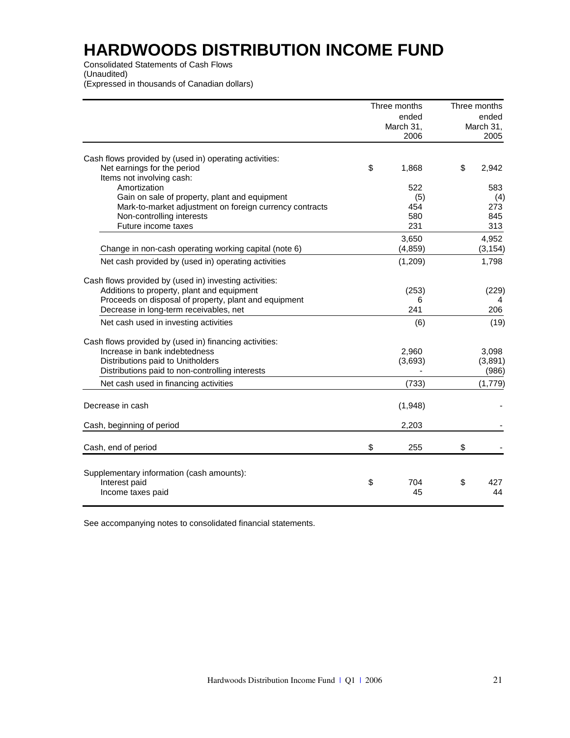# HARDWOODS DISTRIBUTION INCOME FUND

Consolidated Statements of Cash Flows
(Unaudited)
(Expressed in thousands of Canadian dollars)

| | Three months ended March 31, 2006 | Three months ended March 31, 2005 |
|---|---|---|
| Cash flows provided by (used in) operating activities: | | |
| Net earnings for the period | $ 1,868 | $ 2,942 |
| Items not involving cash: | | |
| Amortization | 522 | 583 |
| Gain on sale of property, plant and equipment | (5) | (4) |
| Mark-to-market adjustment on foreign currency contracts | 454 | 273 |
| Non-controlling interests | 580 | 845 |
| Future income taxes | 231 | 313 |
| | 3,650 | 4,952 |
| Change in non-cash operating working capital (note 6) | (4,859) | (3,154) |
| Net cash provided by (used in) operating activities | (1,209) | 1,798 |
| Cash flows provided by (used in) investing activities: | | |
| Additions to property, plant and equipment | (253) | (229) |
| Proceeds on disposal of property, plant and equipment | 6 | 4 |
| Decrease in long-term receivables, net | 241 | 206 |
| Net cash used in investing activities | (6) | (19) |
| Cash flows provided by (used in) financing activities: | | |
| Increase in bank indebtedness | 2,960 | 3,098 |
| Distributions paid to Unitholders | (3,693) | (3,891) |
| Distributions paid to non-controlling interests | - | (986) |
| Net cash used in financing activities | (733) | (1,779) |
| Decrease in cash | (1,948) | - |
| Cash, beginning of period | 2,203 | - |
| Cash, end of period | $ 255 | $ - |
| Supplementary information (cash amounts): | | |
| Interest paid | $ 704 | $ 427 |
| Income taxes paid | 45 | 44 |

See accompanying notes to consolidated financial statements.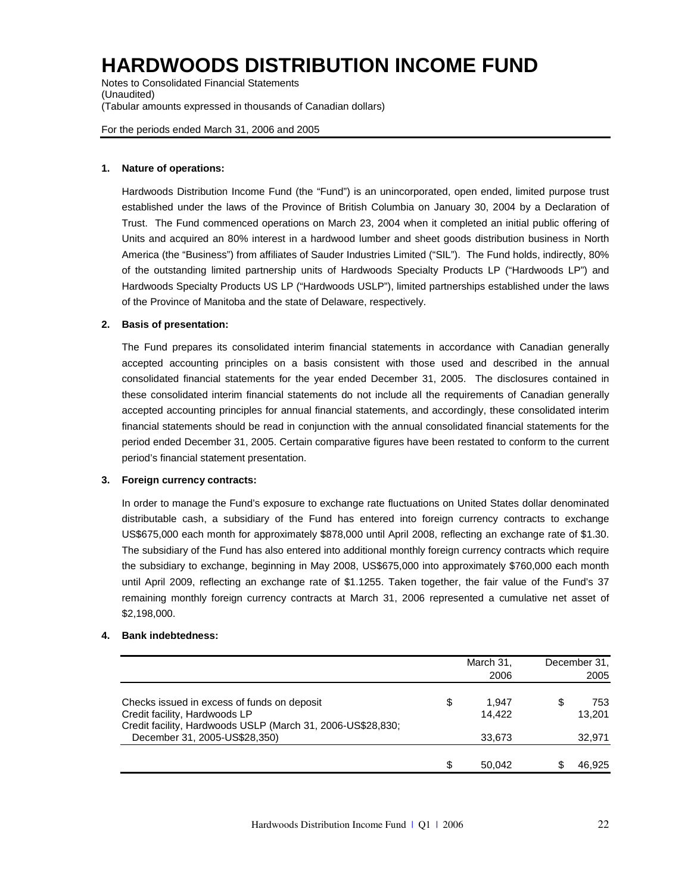# HARDWOODS DISTRIBUTION INCOME FUND

Notes to Consolidated Financial Statements
(Unaudited)
(Tabular amounts expressed in thousands of Canadian dollars)

For the periods ended March 31, 2006 and 2005

**1. Nature of operations:**

Hardwoods Distribution Income Fund (the "Fund") is an unincorporated, open ended, limited purpose trust established under the laws of the Province of British Columbia on January 30, 2004 by a Declaration of Trust. The Fund commenced operations on March 23, 2004 when it completed an initial public offering of Units and acquired an 80% interest in a hardwood lumber and sheet goods distribution business in North America (the "Business") from affiliates of Sauder Industries Limited ("SIL"). The Fund holds, indirectly, 80% of the outstanding limited partnership units of Hardwoods Specialty Products LP ("Hardwoods LP") and Hardwoods Specialty Products US LP ("Hardwoods USLP"), limited partnerships established under the laws of the Province of Manitoba and the state of Delaware, respectively.

**2. Basis of presentation:**

The Fund prepares its consolidated interim financial statements in accordance with Canadian generally accepted accounting principles on a basis consistent with those used and described in the annual consolidated financial statements for the year ended December 31, 2005. The disclosures contained in these consolidated interim financial statements do not include all the requirements of Canadian generally accepted accounting principles for annual financial statements, and accordingly, these consolidated interim financial statements should be read in conjunction with the annual consolidated financial statements for the period ended December 31, 2005. Certain comparative figures have been restated to conform to the current period's financial statement presentation.

**3. Foreign currency contracts:**

In order to manage the Fund's exposure to exchange rate fluctuations on United States dollar denominated distributable cash, a subsidiary of the Fund has entered into foreign currency contracts to exchange US$675,000 each month for approximately $878,000 until April 2008, reflecting an exchange rate of $1.30. The subsidiary of the Fund has also entered into additional monthly foreign currency contracts which require the subsidiary to exchange, beginning in May 2008, US$675,000 into approximately $760,000 each month until April 2009, reflecting an exchange rate of $1.1255. Taken together, the fair value of the Fund's 37 remaining monthly foreign currency contracts at March 31, 2006 represented a cumulative net asset of $2,198,000.

**4. Bank indebtedness:**

| | March 31, 2006 | December 31, 2005 |
|---|---|---|
| Checks issued in excess of funds on deposit | $ 1,947 | $ 753 |
| Credit facility, Hardwoods LP | 14,422 | 13,201 |
| Credit facility, Hardwoods USLP (March 31, 2006-US$28,830; December 31, 2005-US$28,350) | 33,673 | 32,971 |
| | $ 50,042 | $ 46,925 |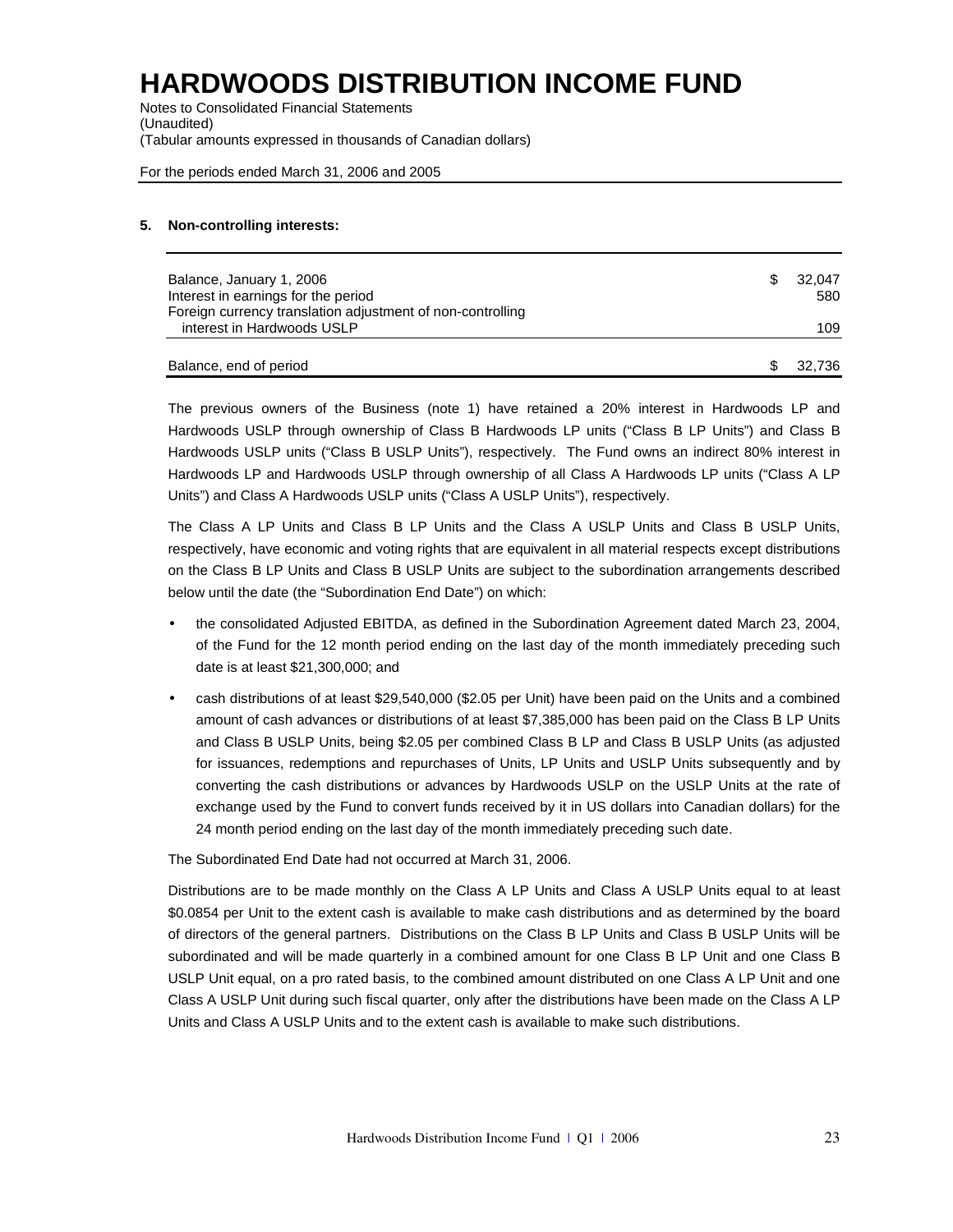# HARDWOODS DISTRIBUTION INCOME FUND

Notes to Consolidated Financial Statements
(Unaudited)
(Tabular amounts expressed in thousands of Canadian dollars)

For the periods ended March 31, 2006 and 2005

### 5. Non-controlling interests:

| | | |
|---|---|---|
| Balance, January 1, 2006 | $ | 32,047 |
| Interest in earnings for the period | | 580 |
| Foreign currency translation adjustment of non-controlling interest in Hardwoods USLP | | 109 |
| Balance, end of period | $ | 32,736 |

The previous owners of the Business (note 1) have retained a 20% interest in Hardwoods LP and Hardwoods USLP through ownership of Class B Hardwoods LP units ("Class B LP Units") and Class B Hardwoods USLP units ("Class B USLP Units"), respectively. The Fund owns an indirect 80% interest in Hardwoods LP and Hardwoods USLP through ownership of all Class A Hardwoods LP units ("Class A LP Units") and Class A Hardwoods USLP units ("Class A USLP Units"), respectively.

The Class A LP Units and Class B LP Units and the Class A USLP Units and Class B USLP Units, respectively, have economic and voting rights that are equivalent in all material respects except distributions on the Class B LP Units and Class B USLP Units are subject to the subordination arrangements described below until the date (the "Subordination End Date") on which:

- the consolidated Adjusted EBITDA, as defined in the Subordination Agreement dated March 23, 2004, of the Fund for the 12 month period ending on the last day of the month immediately preceding such date is at least $21,300,000; and
- cash distributions of at least $29,540,000 ($2.05 per Unit) have been paid on the Units and a combined amount of cash advances or distributions of at least $7,385,000 has been paid on the Class B LP Units and Class B USLP Units, being $2.05 per combined Class B LP and Class B USLP Units (as adjusted for issuances, redemptions and repurchases of Units, LP Units and USLP Units subsequently and by converting the cash distributions or advances by Hardwoods USLP on the USLP Units at the rate of exchange used by the Fund to convert funds received by it in US dollars into Canadian dollars) for the 24 month period ending on the last day of the month immediately preceding such date.

The Subordinated End Date had not occurred at March 31, 2006.

Distributions are to be made monthly on the Class A LP Units and Class A USLP Units equal to at least $0.0854 per Unit to the extent cash is available to make cash distributions and as determined by the board of directors of the general partners. Distributions on the Class B LP Units and Class B USLP Units will be subordinated and will be made quarterly in a combined amount for one Class B LP Unit and one Class B USLP Unit equal, on a pro rated basis, to the combined amount distributed on one Class A LP Unit and one Class A USLP Unit during such fiscal quarter, only after the distributions have been made on the Class A LP Units and Class A USLP Units and to the extent cash is available to make such distributions.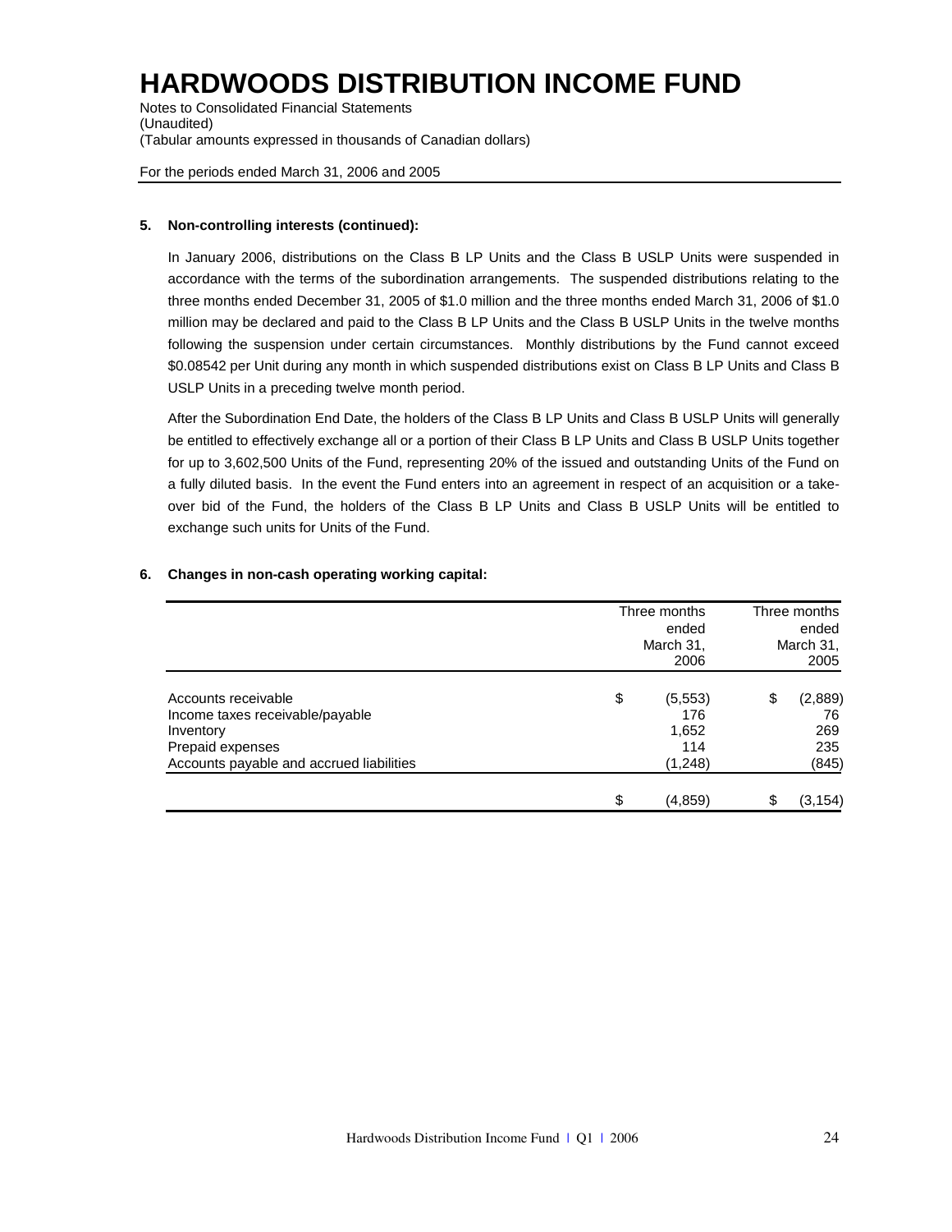# HARDWOODS DISTRIBUTION INCOME FUND

Notes to Consolidated Financial Statements
(Unaudited)
(Tabular amounts expressed in thousands of Canadian dollars)

For the periods ended March 31, 2006 and 2005

**5. Non-controlling interests (continued):**

In January 2006, distributions on the Class B LP Units and the Class B USLP Units were suspended in accordance with the terms of the subordination arrangements. The suspended distributions relating to the three months ended December 31, 2005 of $1.0 million and the three months ended March 31, 2006 of $1.0 million may be declared and paid to the Class B LP Units and the Class B USLP Units in the twelve months following the suspension under certain circumstances. Monthly distributions by the Fund cannot exceed $0.08542 per Unit during any month in which suspended distributions exist on Class B LP Units and Class B USLP Units in a preceding twelve month period.

After the Subordination End Date, the holders of the Class B LP Units and Class B USLP Units will generally be entitled to effectively exchange all or a portion of their Class B LP Units and Class B USLP Units together for up to 3,602,500 Units of the Fund, representing 20% of the issued and outstanding Units of the Fund on a fully diluted basis. In the event the Fund enters into an agreement in respect of an acquisition or a take-over bid of the Fund, the holders of the Class B LP Units and Class B USLP Units will be entitled to exchange such units for Units of the Fund.

**6. Changes in non-cash operating working capital:**

| | Three months ended March 31, 2006 | Three months ended March 31, 2005 |
|---|---|---|
| Accounts receivable | $ (5,553) | $ (2,889) |
| Income taxes receivable/payable | 176 | 76 |
| Inventory | 1,652 | 269 |
| Prepaid expenses | 114 | 235 |
| Accounts payable and accrued liabilities | (1,248) | (845) |
| | $ (4,859) | $ (3,154) |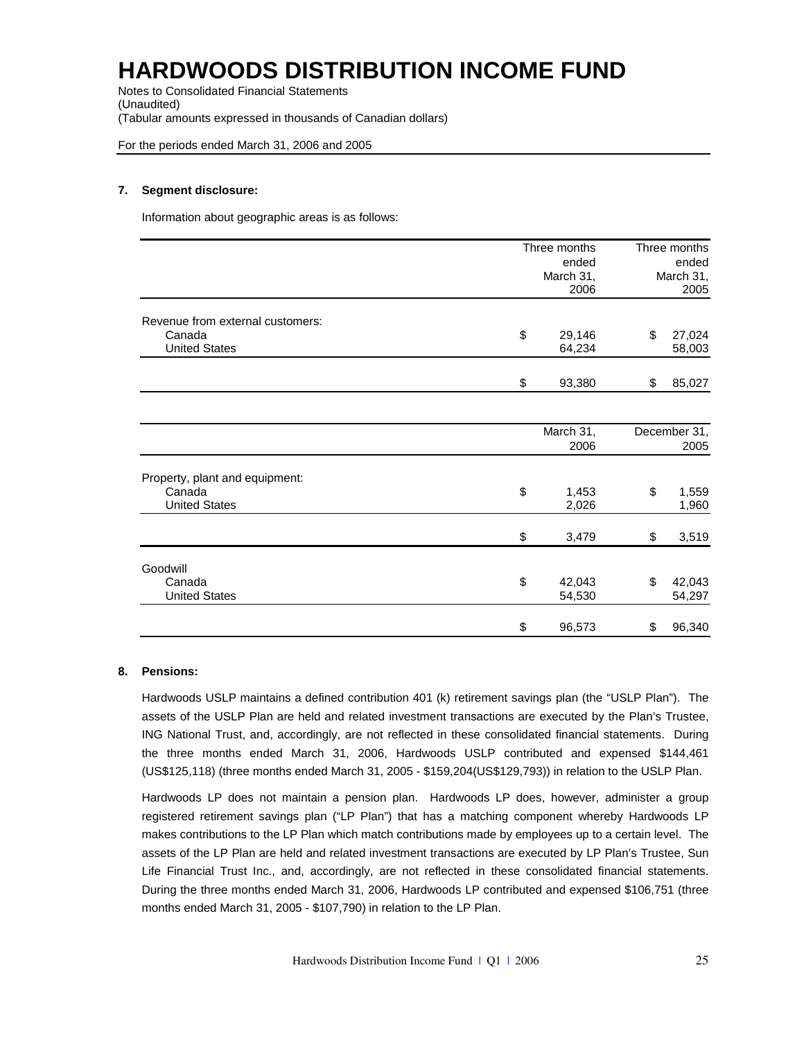# HARDWOODS DISTRIBUTION INCOME FUND

Notes to Consolidated Financial Statements
(Unaudited)
(Tabular amounts expressed in thousands of Canadian dollars)

For the periods ended March 31, 2006 and 2005

**7. Segment disclosure:**

Information about geographic areas is as follows:

| | Three months ended March 31, 2006 | Three months ended March 31, 2005 |
|---|---|---|
| Revenue from external customers: | | |
| Canada | $ 29,146 | $ 27,024 |
| United States | 64,234 | 58,003 |
| | $ 93,380 | $ 85,027 |

| | March 31, 2006 | December 31, 2005 |
|---|---|---|
| Property, plant and equipment: | | |
| Canada | $ 1,453 | $ 1,559 |
| United States | 2,026 | 1,960 |
| | $ 3,479 | $ 3,519 |
| Goodwill | | |
| Canada | $ 42,043 | $ 42,043 |
| United States | 54,530 | 54,297 |
| | $ 96,573 | $ 96,340 |

**8. Pensions:**

Hardwoods USLP maintains a defined contribution 401 (k) retirement savings plan (the "USLP Plan"). The assets of the USLP Plan are held and related investment transactions are executed by the Plan's Trustee, ING National Trust, and, accordingly, are not reflected in these consolidated financial statements. During the three months ended March 31, 2006, Hardwoods USLP contributed and expensed $144,461 (US$125,118) (three months ended March 31, 2005 - $159,204(US$129,793)) in relation to the USLP Plan.

Hardwoods LP does not maintain a pension plan. Hardwoods LP does, however, administer a group registered retirement savings plan ("LP Plan") that has a matching component whereby Hardwoods LP makes contributions to the LP Plan which match contributions made by employees up to a certain level. The assets of the LP Plan are held and related investment transactions are executed by LP Plan's Trustee, Sun Life Financial Trust Inc., and, accordingly, are not reflected in these consolidated financial statements. During the three months ended March 31, 2006, Hardwoods LP contributed and expensed $106,751 (three months ended March 31, 2005 - $107,790) in relation to the LP Plan.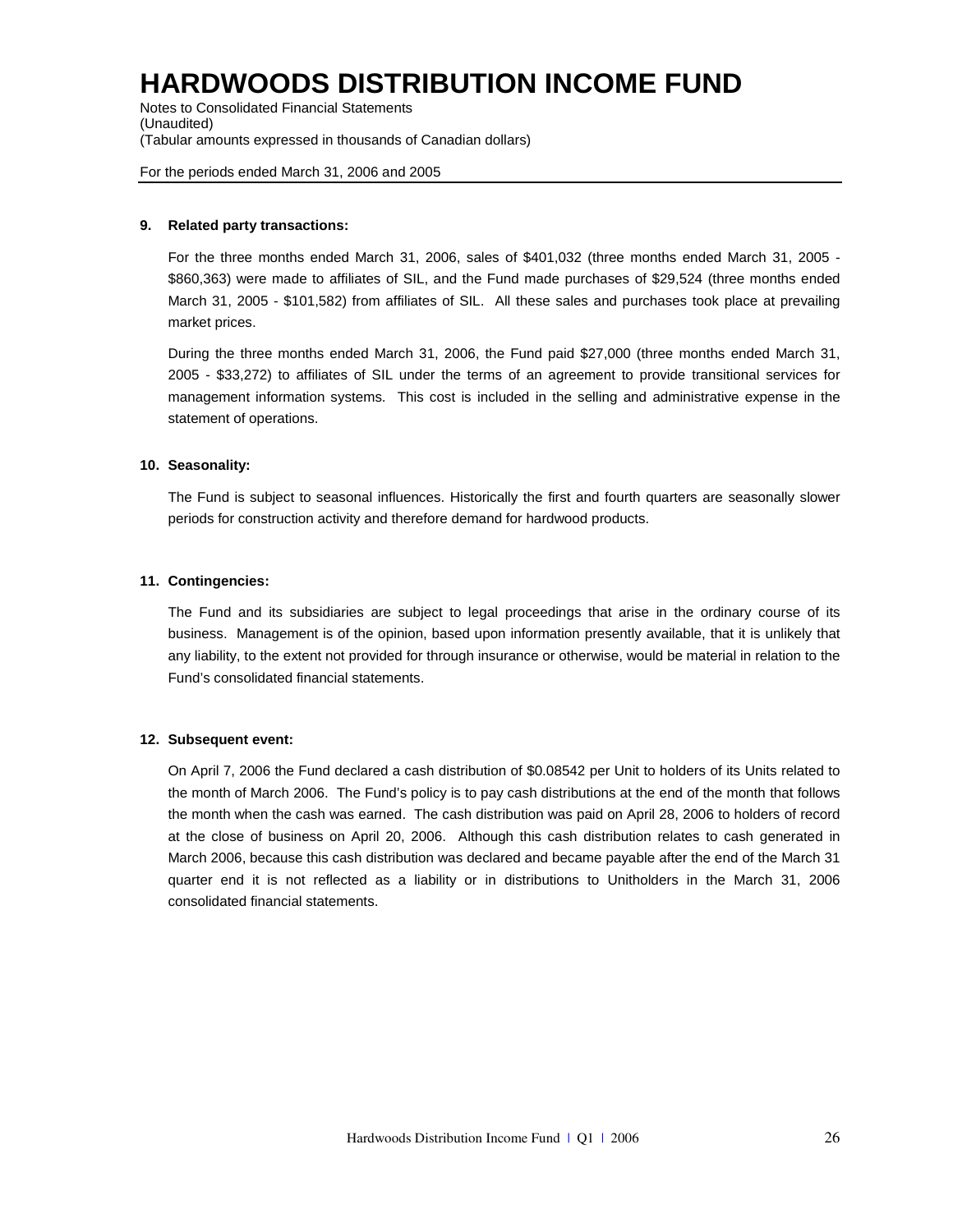# HARDWOODS DISTRIBUTION INCOME FUND

Notes to Consolidated Financial Statements
(Unaudited)
(Tabular amounts expressed in thousands of Canadian dollars)

For the periods ended March 31, 2006 and 2005

**9. Related party transactions:**

For the three months ended March 31, 2006, sales of $401,032 (three months ended March 31, 2005 - $860,363) were made to affiliates of SIL, and the Fund made purchases of $29,524 (three months ended March 31, 2005 - $101,582) from affiliates of SIL. All these sales and purchases took place at prevailing market prices.

During the three months ended March 31, 2006, the Fund paid $27,000 (three months ended March 31, 2005 - $33,272) to affiliates of SIL under the terms of an agreement to provide transitional services for management information systems. This cost is included in the selling and administrative expense in the statement of operations.

**10. Seasonality:**

The Fund is subject to seasonal influences. Historically the first and fourth quarters are seasonally slower periods for construction activity and therefore demand for hardwood products.

**11. Contingencies:**

The Fund and its subsidiaries are subject to legal proceedings that arise in the ordinary course of its business. Management is of the opinion, based upon information presently available, that it is unlikely that any liability, to the extent not provided for through insurance or otherwise, would be material in relation to the Fund's consolidated financial statements.

**12. Subsequent event:**

On April 7, 2006 the Fund declared a cash distribution of $0.08542 per Unit to holders of its Units related to the month of March 2006. The Fund's policy is to pay cash distributions at the end of the month that follows the month when the cash was earned. The cash distribution was paid on April 28, 2006 to holders of record at the close of business on April 20, 2006. Although this cash distribution relates to cash generated in March 2006, because this cash distribution was declared and became payable after the end of the March 31 quarter end it is not reflected as a liability or in distributions to Unitholders in the March 31, 2006 consolidated financial statements.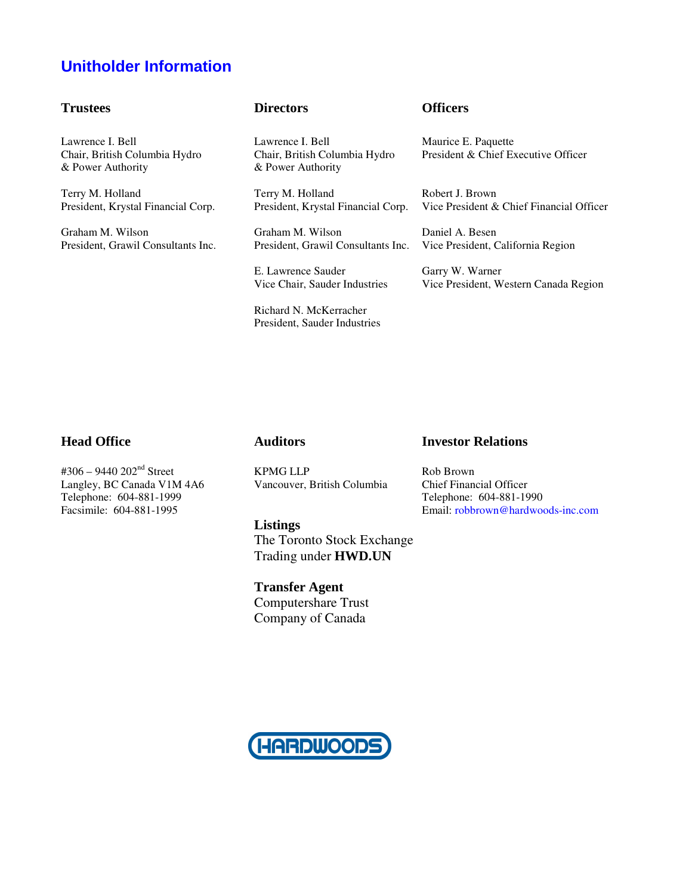# Unitholder Information

### Trustees

Lawrence I. Bell
Chair, British Columbia Hydro & Power Authority

Terry M. Holland
President, Krystal Financial Corp.

Graham M. Wilson
President, Grawil Consultants Inc.

### Directors

Lawrence I. Bell
Chair, British Columbia Hydro & Power Authority

Terry M. Holland
President, Krystal Financial Corp.

Graham M. Wilson
President, Grawil Consultants Inc.

E. Lawrence Sauder
Vice Chair, Sauder Industries

Richard N. McKerracher
President, Sauder Industries

### Officers

Maurice E. Paquette
President & Chief Executive Officer

Robert J. Brown
Vice President & Chief Financial Officer

Daniel A. Besen
Vice President, California Region

Garry W. Warner
Vice President, Western Canada Region

### Head Office

#306 – 9440 202nd Street
Langley, BC Canada V1M 4A6
Telephone: 604-881-1999
Facsimile: 604-881-1995

### Auditors

KPMG LLP
Vancouver, British Columbia

### Listings

The Toronto Stock Exchange
Trading under **HWD.UN**

### Transfer Agent

Computershare Trust Company of Canada

### Investor Relations

Rob Brown
Chief Financial Officer
Telephone: 604-881-1990
Email: robbrown@hardwoods-inc.com

HARDWOODS